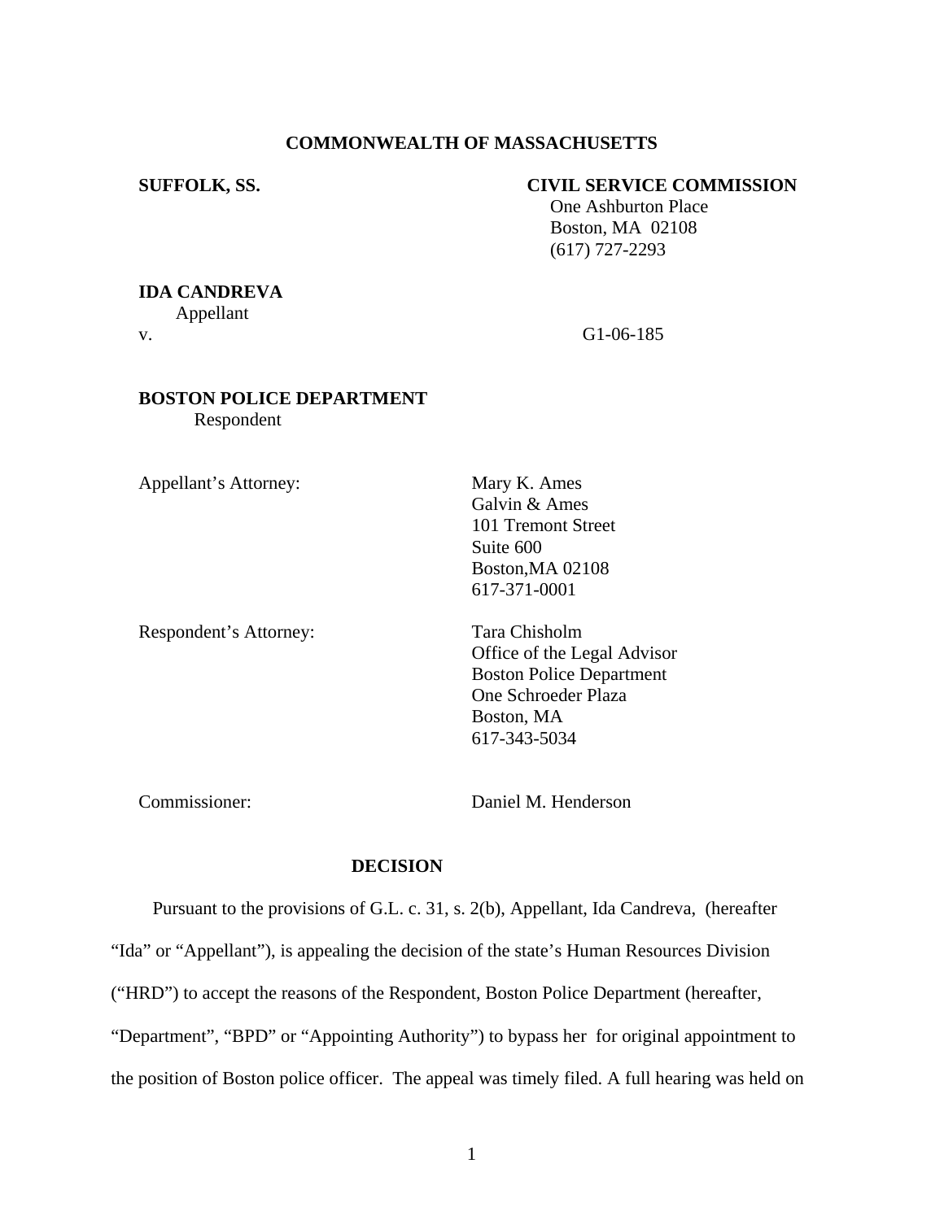**COMMONWEALTH OF MASSACHUSETTS**

**SUFFOLK, SS.**

**CIVIL SERVICE COMMISSION**
One Ashburton Place
Boston, MA 02108
(617) 727-2293

**IDA CANDREVA**
Appellant

v.

G1-06-185

**BOSTON POLICE DEPARTMENT**
Respondent

Appellant's Attorney:

Mary K. Ames
Galvin & Ames
101 Tremont Street
Suite 600
Boston,MA 02108
617-371-0001

Respondent's Attorney:

Tara Chisholm
Office of the Legal Advisor
Boston Police Department
One Schroeder Plaza
Boston, MA
617-343-5034

Commissioner:

Daniel M. Henderson

**DECISION**

Pursuant to the provisions of G.L. c. 31, s. 2(b), Appellant, Ida Candreva, (hereafter "Ida" or "Appellant"), is appealing the decision of the state's Human Resources Division ("HRD") to accept the reasons of the Respondent, Boston Police Department (hereafter, "Department", "BPD" or "Appointing Authority") to bypass her for original appointment to the position of Boston police officer. The appeal was timely filed. A full hearing was held on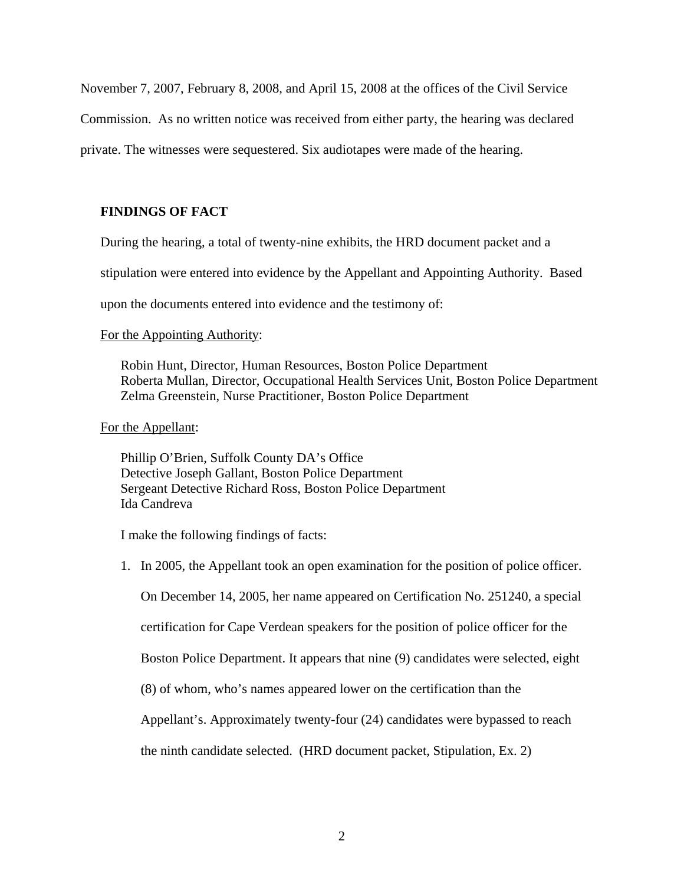November 7, 2007, February 8, 2008, and April 15, 2008 at the offices of the Civil Service Commission. As no written notice was received from either party, the hearing was declared private. The witnesses were sequestered. Six audiotapes were made of the hearing.

## FINDINGS OF FACT

During the hearing, a total of twenty-nine exhibits, the HRD document packet and a stipulation were entered into evidence by the Appellant and Appointing Authority. Based upon the documents entered into evidence and the testimony of:

For the Appointing Authority:

Robin Hunt, Director, Human Resources, Boston Police Department
Roberta Mullan, Director, Occupational Health Services Unit, Boston Police Department
Zelma Greenstein, Nurse Practitioner, Boston Police Department

For the Appellant:

Phillip O'Brien, Suffolk County DA's Office
Detective Joseph Gallant, Boston Police Department
Sergeant Detective Richard Ross, Boston Police Department
Ida Candreva

I make the following findings of facts:

1. In 2005, the Appellant took an open examination for the position of police officer. On December 14, 2005, her name appeared on Certification No. 251240, a special certification for Cape Verdean speakers for the position of police officer for the Boston Police Department. It appears that nine (9) candidates were selected, eight (8) of whom, who's names appeared lower on the certification than the Appellant's. Approximately twenty-four (24) candidates were bypassed to reach the ninth candidate selected. (HRD document packet, Stipulation, Ex. 2)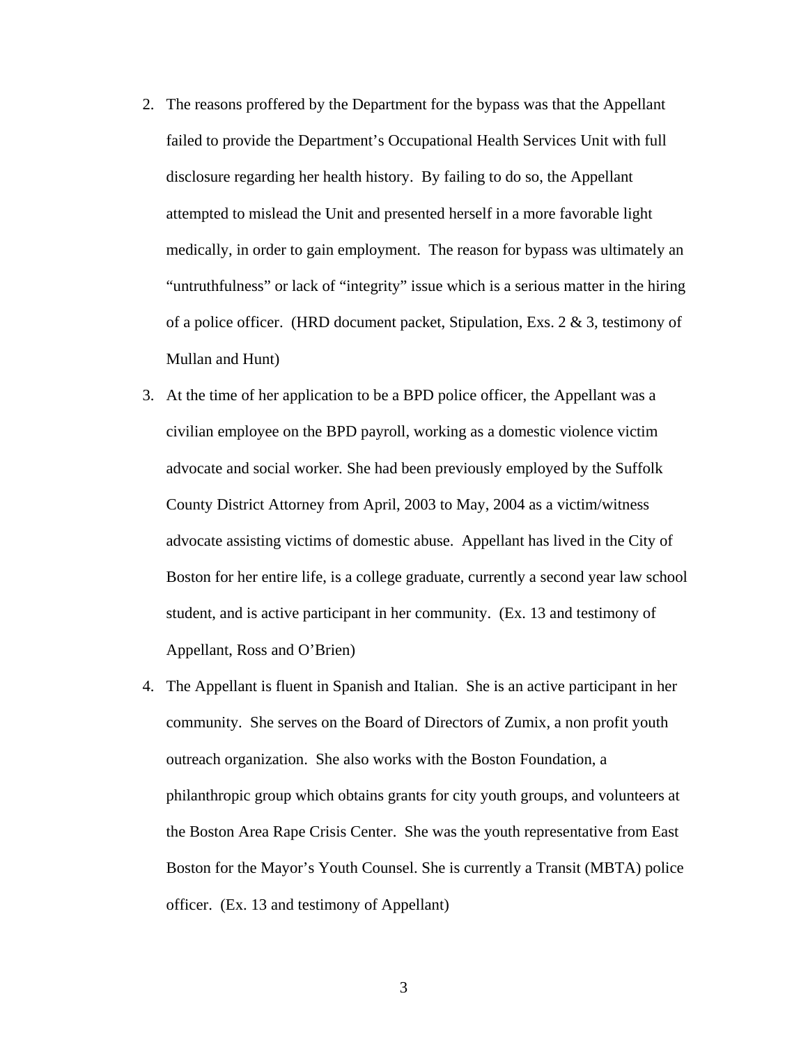2. The reasons proffered by the Department for the bypass was that the Appellant failed to provide the Department's Occupational Health Services Unit with full disclosure regarding her health history. By failing to do so, the Appellant attempted to mislead the Unit and presented herself in a more favorable light medically, in order to gain employment. The reason for bypass was ultimately an "untruthfulness" or lack of "integrity" issue which is a serious matter in the hiring of a police officer. (HRD document packet, Stipulation, Exs. 2 & 3, testimony of Mullan and Hunt)

3. At the time of her application to be a BPD police officer, the Appellant was a civilian employee on the BPD payroll, working as a domestic violence victim advocate and social worker. She had been previously employed by the Suffolk County District Attorney from April, 2003 to May, 2004 as a victim/witness advocate assisting victims of domestic abuse. Appellant has lived in the City of Boston for her entire life, is a college graduate, currently a second year law school student, and is active participant in her community. (Ex. 13 and testimony of Appellant, Ross and O'Brien)

4. The Appellant is fluent in Spanish and Italian. She is an active participant in her community. She serves on the Board of Directors of Zumix, a non profit youth outreach organization. She also works with the Boston Foundation, a philanthropic group which obtains grants for city youth groups, and volunteers at the Boston Area Rape Crisis Center. She was the youth representative from East Boston for the Mayor's Youth Counsel. She is currently a Transit (MBTA) police officer. (Ex. 13 and testimony of Appellant)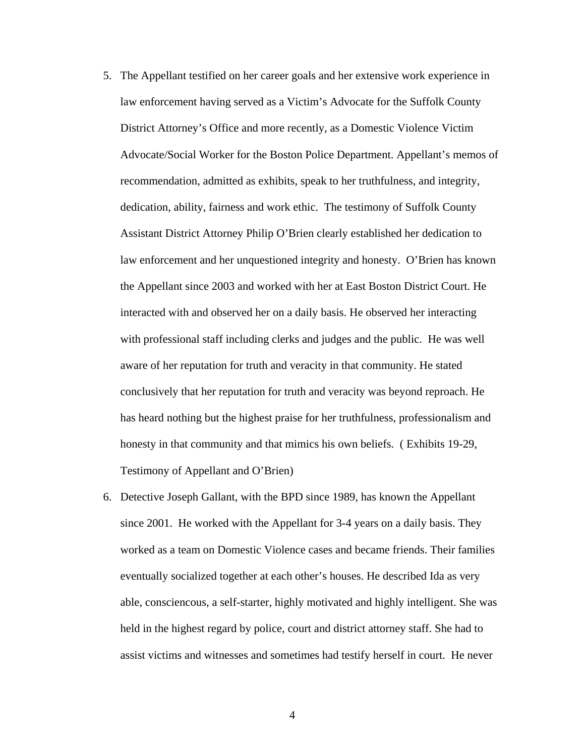5. The Appellant testified on her career goals and her extensive work experience in law enforcement having served as a Victim's Advocate for the Suffolk County District Attorney's Office and more recently, as a Domestic Violence Victim Advocate/Social Worker for the Boston Police Department. Appellant's memos of recommendation, admitted as exhibits, speak to her truthfulness, and integrity, dedication, ability, fairness and work ethic. The testimony of Suffolk County Assistant District Attorney Philip O'Brien clearly established her dedication to law enforcement and her unquestioned integrity and honesty. O'Brien has known the Appellant since 2003 and worked with her at East Boston District Court. He interacted with and observed her on a daily basis. He observed her interacting with professional staff including clerks and judges and the public. He was well aware of her reputation for truth and veracity in that community. He stated conclusively that her reputation for truth and veracity was beyond reproach. He has heard nothing but the highest praise for her truthfulness, professionalism and honesty in that community and that mimics his own beliefs. ( Exhibits 19-29, Testimony of Appellant and O'Brien)

6. Detective Joseph Gallant, with the BPD since 1989, has known the Appellant since 2001. He worked with the Appellant for 3-4 years on a daily basis. They worked as a team on Domestic Violence cases and became friends. Their families eventually socialized together at each other's houses. He described Ida as very able, consciencous, a self-starter, highly motivated and highly intelligent. She was held in the highest regard by police, court and district attorney staff. She had to assist victims and witnesses and sometimes had testify herself in court. He never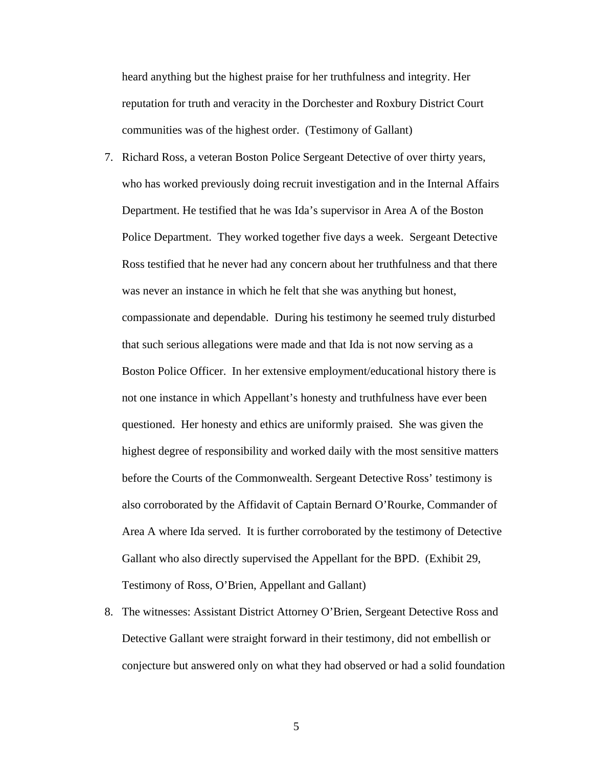heard anything but the highest praise for her truthfulness and integrity. Her reputation for truth and veracity in the Dorchester and Roxbury District Court communities was of the highest order. (Testimony of Gallant)

7. Richard Ross, a veteran Boston Police Sergeant Detective of over thirty years, who has worked previously doing recruit investigation and in the Internal Affairs Department. He testified that he was Ida's supervisor in Area A of the Boston Police Department. They worked together five days a week. Sergeant Detective Ross testified that he never had any concern about her truthfulness and that there was never an instance in which he felt that she was anything but honest, compassionate and dependable. During his testimony he seemed truly disturbed that such serious allegations were made and that Ida is not now serving as a Boston Police Officer. In her extensive employment/educational history there is not one instance in which Appellant's honesty and truthfulness have ever been questioned. Her honesty and ethics are uniformly praised. She was given the highest degree of responsibility and worked daily with the most sensitive matters before the Courts of the Commonwealth. Sergeant Detective Ross' testimony is also corroborated by the Affidavit of Captain Bernard O'Rourke, Commander of Area A where Ida served. It is further corroborated by the testimony of Detective Gallant who also directly supervised the Appellant for the BPD. (Exhibit 29, Testimony of Ross, O'Brien, Appellant and Gallant)

8. The witnesses: Assistant District Attorney O'Brien, Sergeant Detective Ross and Detective Gallant were straight forward in their testimony, did not embellish or conjecture but answered only on what they had observed or had a solid foundation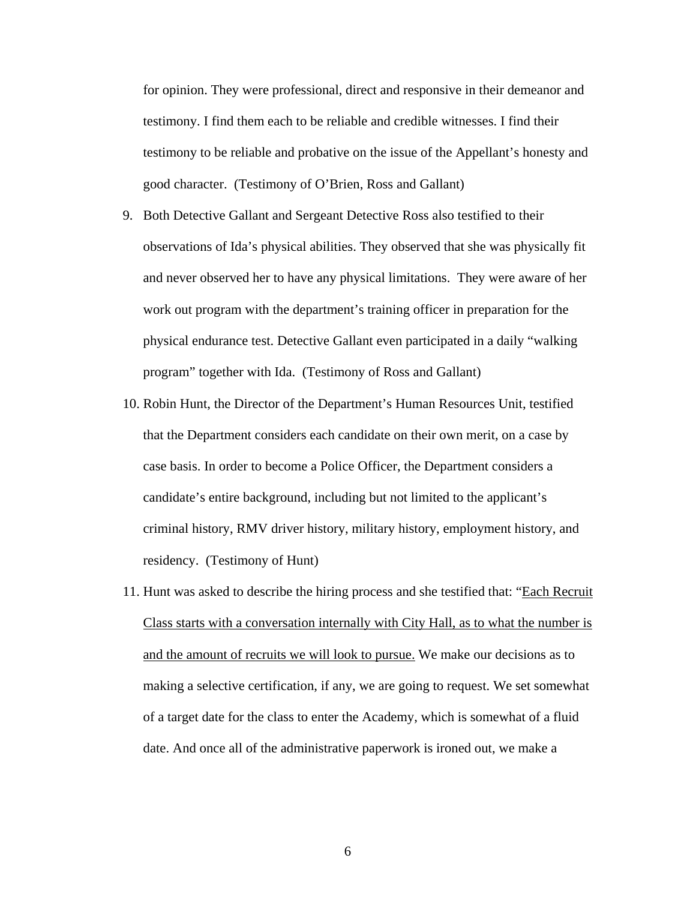for opinion. They were professional, direct and responsive in their demeanor and testimony. I find them each to be reliable and credible witnesses. I find their testimony to be reliable and probative on the issue of the Appellant's honesty and good character. (Testimony of O'Brien, Ross and Gallant)

9. Both Detective Gallant and Sergeant Detective Ross also testified to their observations of Ida's physical abilities. They observed that she was physically fit and never observed her to have any physical limitations. They were aware of her work out program with the department's training officer in preparation for the physical endurance test. Detective Gallant even participated in a daily "walking program" together with Ida. (Testimony of Ross and Gallant)

10. Robin Hunt, the Director of the Department's Human Resources Unit, testified that the Department considers each candidate on their own merit, on a case by case basis. In order to become a Police Officer, the Department considers a candidate's entire background, including but not limited to the applicant's criminal history, RMV driver history, military history, employment history, and residency. (Testimony of Hunt)

11. Hunt was asked to describe the hiring process and she testified that: "<u>Each Recruit Class starts with a conversation internally with City Hall, as to what the number is and the amount of recruits we will look to pursue.</u> We make our decisions as to making a selective certification, if any, we are going to request. We set somewhat of a target date for the class to enter the Academy, which is somewhat of a fluid date. And once all of the administrative paperwork is ironed out, we make a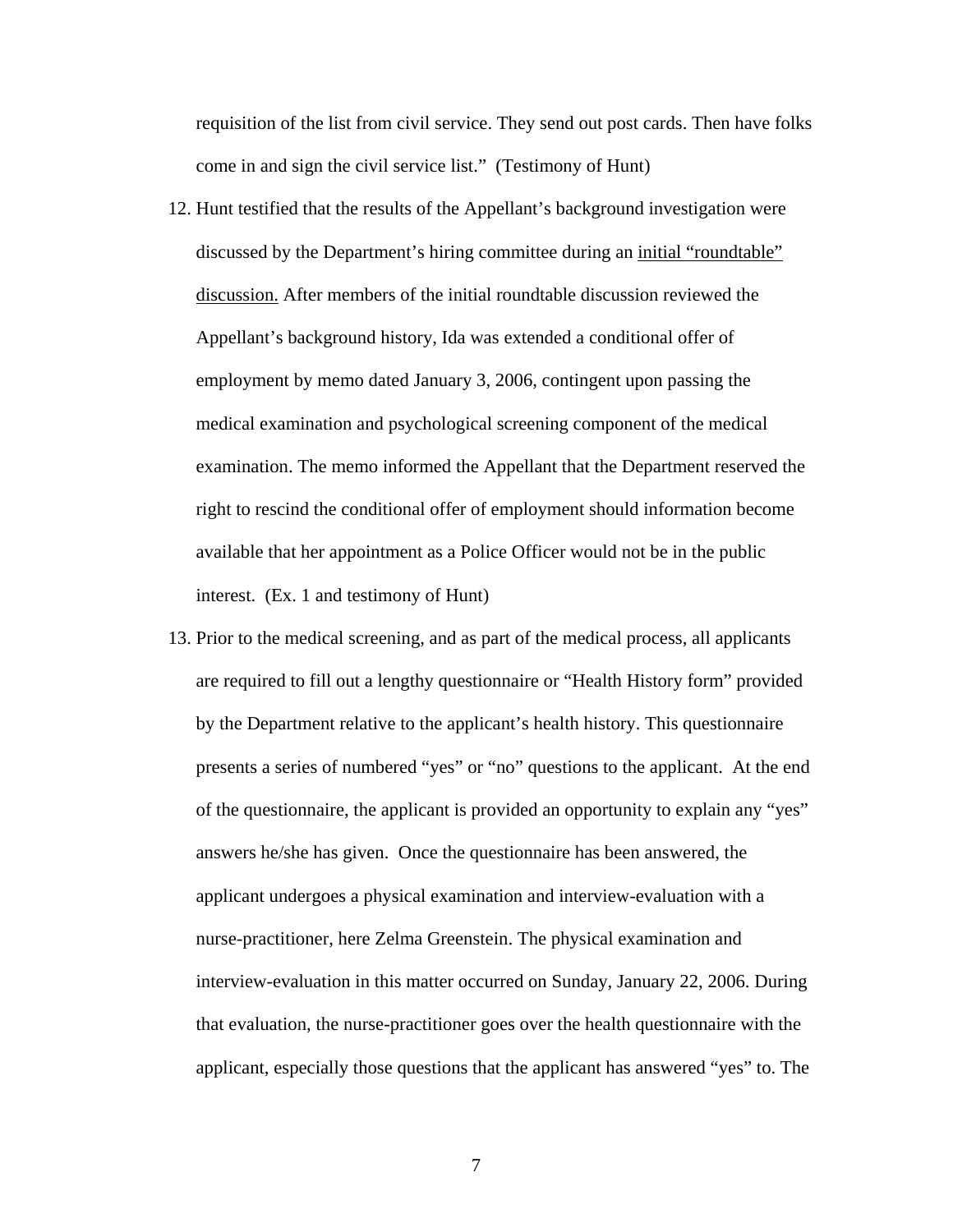requisition of the list from civil service. They send out post cards. Then have folks come in and sign the civil service list." (Testimony of Hunt)

12. Hunt testified that the results of the Appellant's background investigation were discussed by the Department's hiring committee during an <u>initial "roundtable" discussion.</u> After members of the initial roundtable discussion reviewed the Appellant's background history, Ida was extended a conditional offer of employment by memo dated January 3, 2006, contingent upon passing the medical examination and psychological screening component of the medical examination. The memo informed the Appellant that the Department reserved the right to rescind the conditional offer of employment should information become available that her appointment as a Police Officer would not be in the public interest. (Ex. 1 and testimony of Hunt)
13. Prior to the medical screening, and as part of the medical process, all applicants are required to fill out a lengthy questionnaire or "Health History form" provided by the Department relative to the applicant's health history. This questionnaire presents a series of numbered "yes" or "no" questions to the applicant. At the end of the questionnaire, the applicant is provided an opportunity to explain any "yes" answers he/she has given. Once the questionnaire has been answered, the applicant undergoes a physical examination and interview-evaluation with a nurse-practitioner, here Zelma Greenstein. The physical examination and interview-evaluation in this matter occurred on Sunday, January 22, 2006. During that evaluation, the nurse-practitioner goes over the health questionnaire with the applicant, especially those questions that the applicant has answered "yes" to. The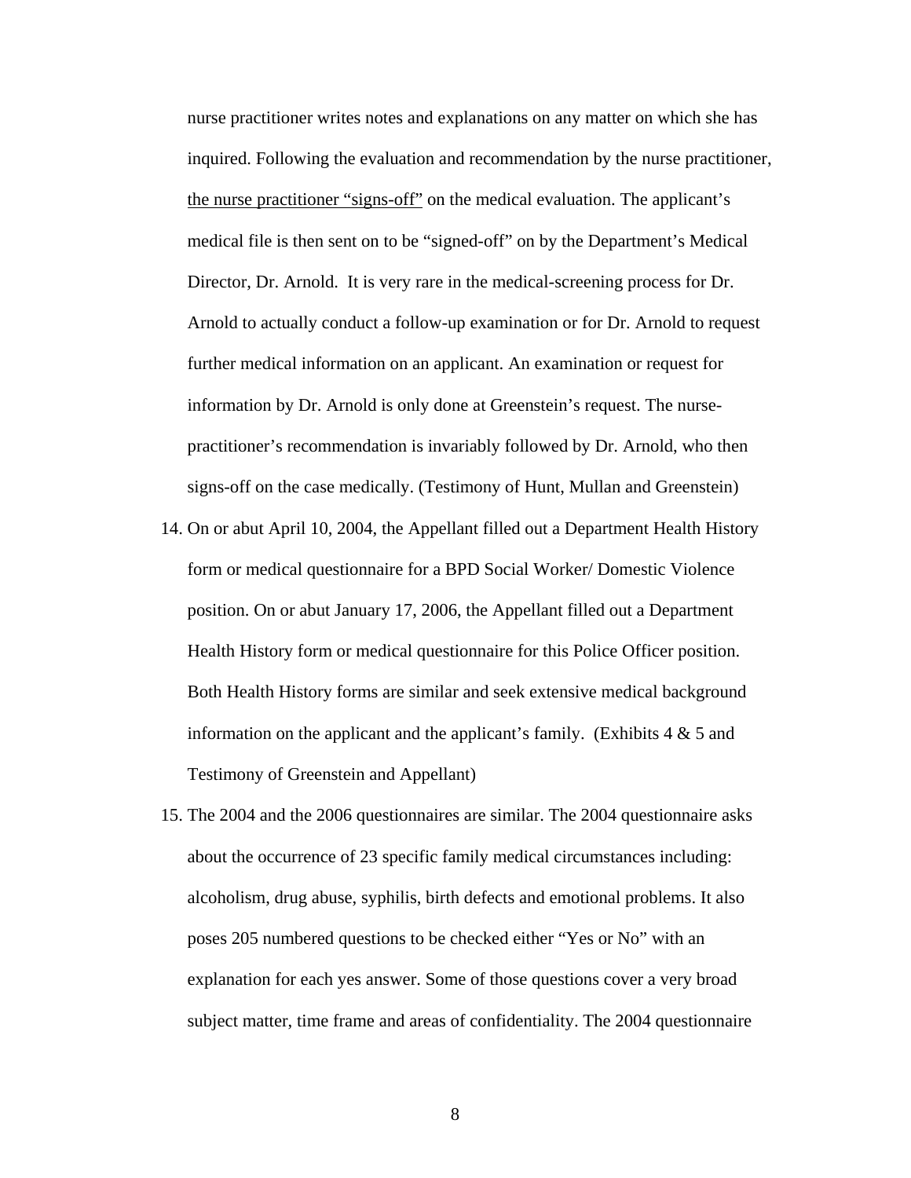nurse practitioner writes notes and explanations on any matter on which she has inquired. Following the evaluation and recommendation by the nurse practitioner, <u>the nurse practitioner "signs-off"</u> on the medical evaluation. The applicant's medical file is then sent on to be "signed-off" on by the Department's Medical Director, Dr. Arnold. It is very rare in the medical-screening process for Dr. Arnold to actually conduct a follow-up examination or for Dr. Arnold to request further medical information on an applicant. An examination or request for information by Dr. Arnold is only done at Greenstein's request. The nurse-practitioner's recommendation is invariably followed by Dr. Arnold, who then signs-off on the case medically. (Testimony of Hunt, Mullan and Greenstein)

14. On or abut April 10, 2004, the Appellant filled out a Department Health History form or medical questionnaire for a BPD Social Worker/ Domestic Violence position. On or abut January 17, 2006, the Appellant filled out a Department Health History form or medical questionnaire for this Police Officer position. Both Health History forms are similar and seek extensive medical background information on the applicant and the applicant's family. (Exhibits 4 & 5 and Testimony of Greenstein and Appellant)

15. The 2004 and the 2006 questionnaires are similar. The 2004 questionnaire asks about the occurrence of 23 specific family medical circumstances including: alcoholism, drug abuse, syphilis, birth defects and emotional problems. It also poses 205 numbered questions to be checked either "Yes or No" with an explanation for each yes answer. Some of those questions cover a very broad subject matter, time frame and areas of confidentiality. The 2004 questionnaire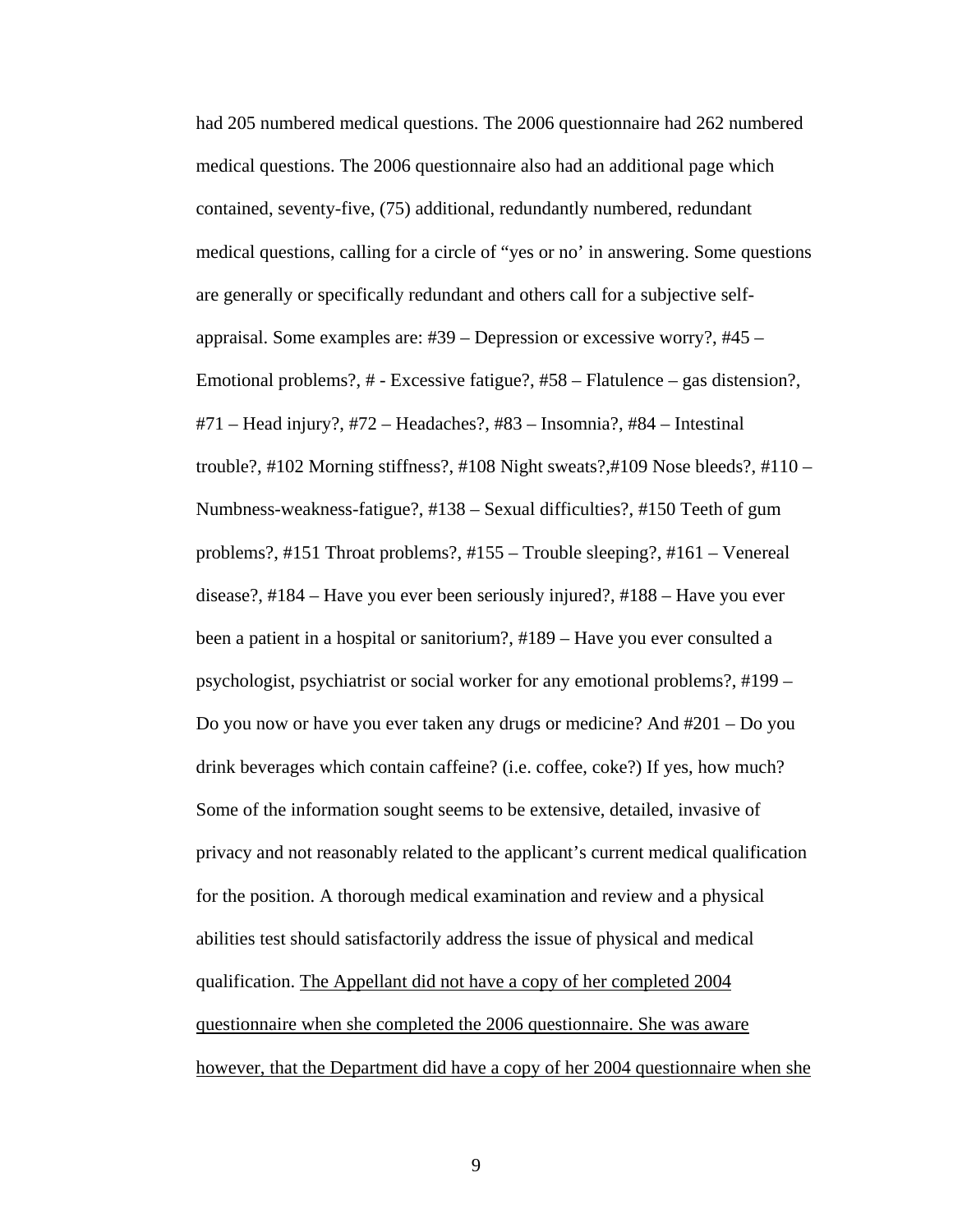had 205 numbered medical questions. The 2006 questionnaire had 262 numbered medical questions. The 2006 questionnaire also had an additional page which contained, seventy-five, (75) additional, redundantly numbered, redundant medical questions, calling for a circle of "yes or no' in answering. Some questions are generally or specifically redundant and others call for a subjective self-appraisal. Some examples are: #39 – Depression or excessive worry?, #45 – Emotional problems?, # - Excessive fatigue?, #58 – Flatulence – gas distension?, #71 – Head injury?, #72 – Headaches?, #83 – Insomnia?, #84 – Intestinal trouble?, #102 Morning stiffness?, #108 Night sweats?,#109 Nose bleeds?, #110 – Numbness-weakness-fatigue?, #138 – Sexual difficulties?, #150 Teeth of gum problems?, #151 Throat problems?, #155 – Trouble sleeping?, #161 – Venereal disease?, #184 – Have you ever been seriously injured?, #188 – Have you ever been a patient in a hospital or sanitorium?, #189 – Have you ever consulted a psychologist, psychiatrist or social worker for any emotional problems?, #199 – Do you now or have you ever taken any drugs or medicine? And #201 – Do you drink beverages which contain caffeine? (i.e. coffee, coke?) If yes, how much? Some of the information sought seems to be extensive, detailed, invasive of privacy and not reasonably related to the applicant's current medical qualification for the position. A thorough medical examination and review and a physical abilities test should satisfactorily address the issue of physical and medical qualification. <u>The Appellant did not have a copy of her completed 2004 questionnaire when she completed the 2006 questionnaire. She was aware however, that the Department did have a copy of her 2004 questionnaire when she</u>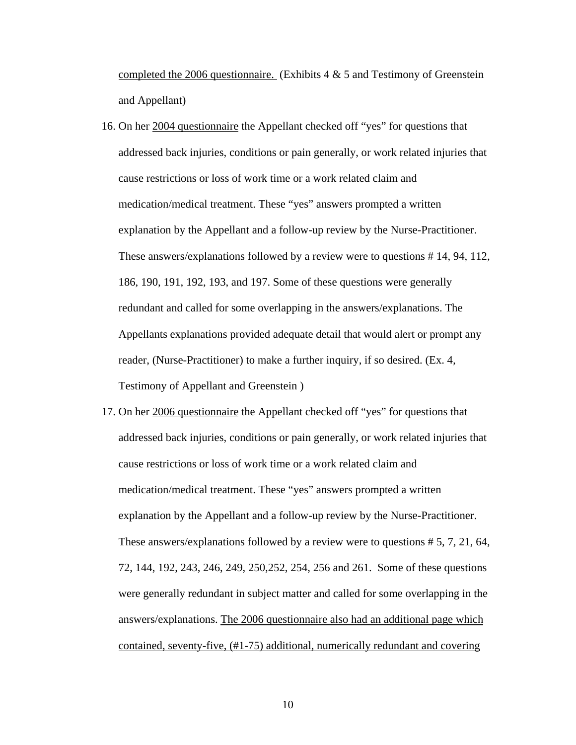<u>completed the 2006 questionnaire.</u> (Exhibits 4 & 5 and Testimony of Greenstein and Appellant)

16. On her <u>2004 questionnaire</u> the Appellant checked off "yes" for questions that addressed back injuries, conditions or pain generally, or work related injuries that cause restrictions or loss of work time or a work related claim and medication/medical treatment. These "yes" answers prompted a written explanation by the Appellant and a follow-up review by the Nurse-Practitioner. These answers/explanations followed by a review were to questions # 14, 94, 112, 186, 190, 191, 192, 193, and 197. Some of these questions were generally redundant and called for some overlapping in the answers/explanations. The Appellants explanations provided adequate detail that would alert or prompt any reader, (Nurse-Practitioner) to make a further inquiry, if so desired. (Ex. 4, Testimony of Appellant and Greenstein )

17. On her <u>2006 questionnaire</u> the Appellant checked off "yes" for questions that addressed back injuries, conditions or pain generally, or work related injuries that cause restrictions or loss of work time or a work related claim and medication/medical treatment. These "yes" answers prompted a written explanation by the Appellant and a follow-up review by the Nurse-Practitioner. These answers/explanations followed by a review were to questions # 5, 7, 21, 64, 72, 144, 192, 243, 246, 249, 250,252, 254, 256 and 261. Some of these questions were generally redundant in subject matter and called for some overlapping in the answers/explanations. <u>The 2006 questionnaire also had an additional page which contained, seventy-five, (#1-75) additional, numerically redundant and covering</u>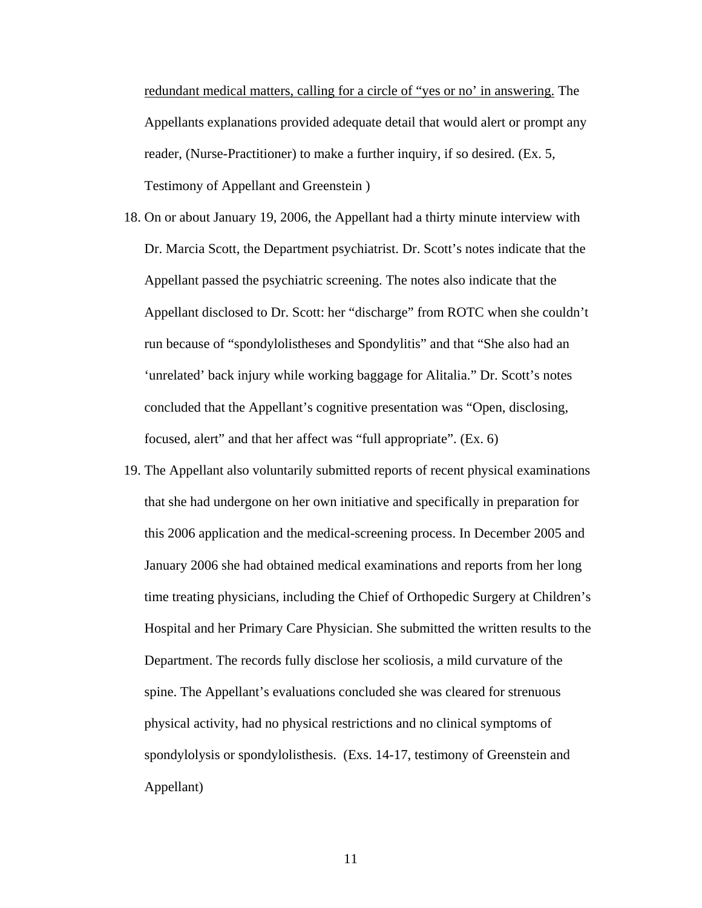<u>redundant medical matters, calling for a circle of "yes or no' in answering.</u> The Appellants explanations provided adequate detail that would alert or prompt any reader, (Nurse-Practitioner) to make a further inquiry, if so desired. (Ex. 5, Testimony of Appellant and Greenstein )

18. On or about January 19, 2006, the Appellant had a thirty minute interview with Dr. Marcia Scott, the Department psychiatrist. Dr. Scott's notes indicate that the Appellant passed the psychiatric screening. The notes also indicate that the Appellant disclosed to Dr. Scott: her "discharge" from ROTC when she couldn't run because of "spondylolistheses and Spondylitis" and that "She also had an 'unrelated' back injury while working baggage for Alitalia." Dr. Scott's notes concluded that the Appellant's cognitive presentation was "Open, disclosing, focused, alert" and that her affect was "full appropriate". (Ex. 6)

19. The Appellant also voluntarily submitted reports of recent physical examinations that she had undergone on her own initiative and specifically in preparation for this 2006 application and the medical-screening process. In December 2005 and January 2006 she had obtained medical examinations and reports from her long time treating physicians, including the Chief of Orthopedic Surgery at Children's Hospital and her Primary Care Physician. She submitted the written results to the Department. The records fully disclose her scoliosis, a mild curvature of the spine. The Appellant's evaluations concluded she was cleared for strenuous physical activity, had no physical restrictions and no clinical symptoms of spondylolysis or spondylolisthesis. (Exs. 14-17, testimony of Greenstein and Appellant)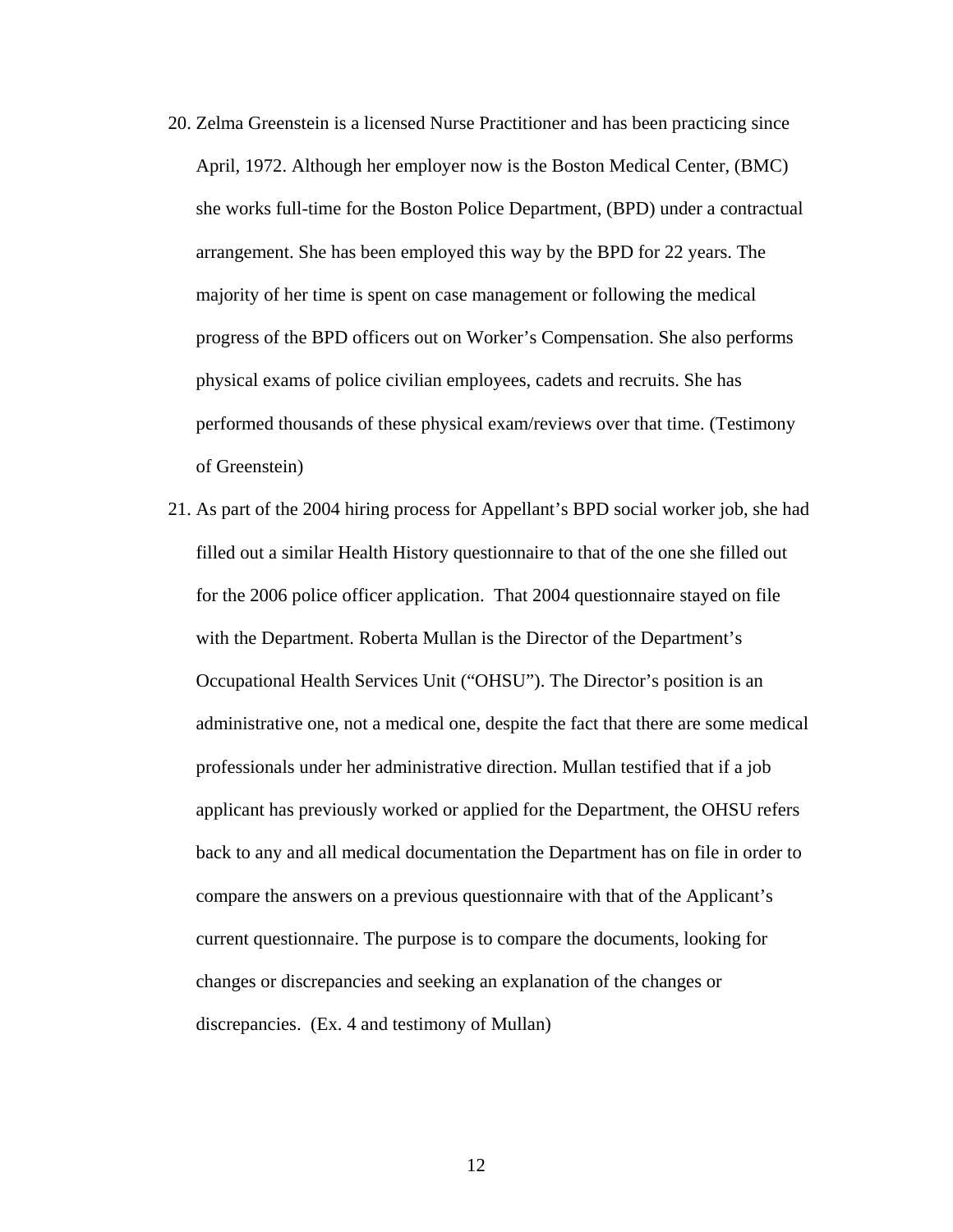20. Zelma Greenstein is a licensed Nurse Practitioner and has been practicing since April, 1972. Although her employer now is the Boston Medical Center, (BMC) she works full-time for the Boston Police Department, (BPD) under a contractual arrangement. She has been employed this way by the BPD for 22 years. The majority of her time is spent on case management or following the medical progress of the BPD officers out on Worker's Compensation. She also performs physical exams of police civilian employees, cadets and recruits. She has performed thousands of these physical exam/reviews over that time. (Testimony of Greenstein)

21. As part of the 2004 hiring process for Appellant's BPD social worker job, she had filled out a similar Health History questionnaire to that of the one she filled out for the 2006 police officer application. That 2004 questionnaire stayed on file with the Department. Roberta Mullan is the Director of the Department's Occupational Health Services Unit ("OHSU"). The Director's position is an administrative one, not a medical one, despite the fact that there are some medical professionals under her administrative direction. Mullan testified that if a job applicant has previously worked or applied for the Department, the OHSU refers back to any and all medical documentation the Department has on file in order to compare the answers on a previous questionnaire with that of the Applicant's current questionnaire. The purpose is to compare the documents, looking for changes or discrepancies and seeking an explanation of the changes or discrepancies. (Ex. 4 and testimony of Mullan)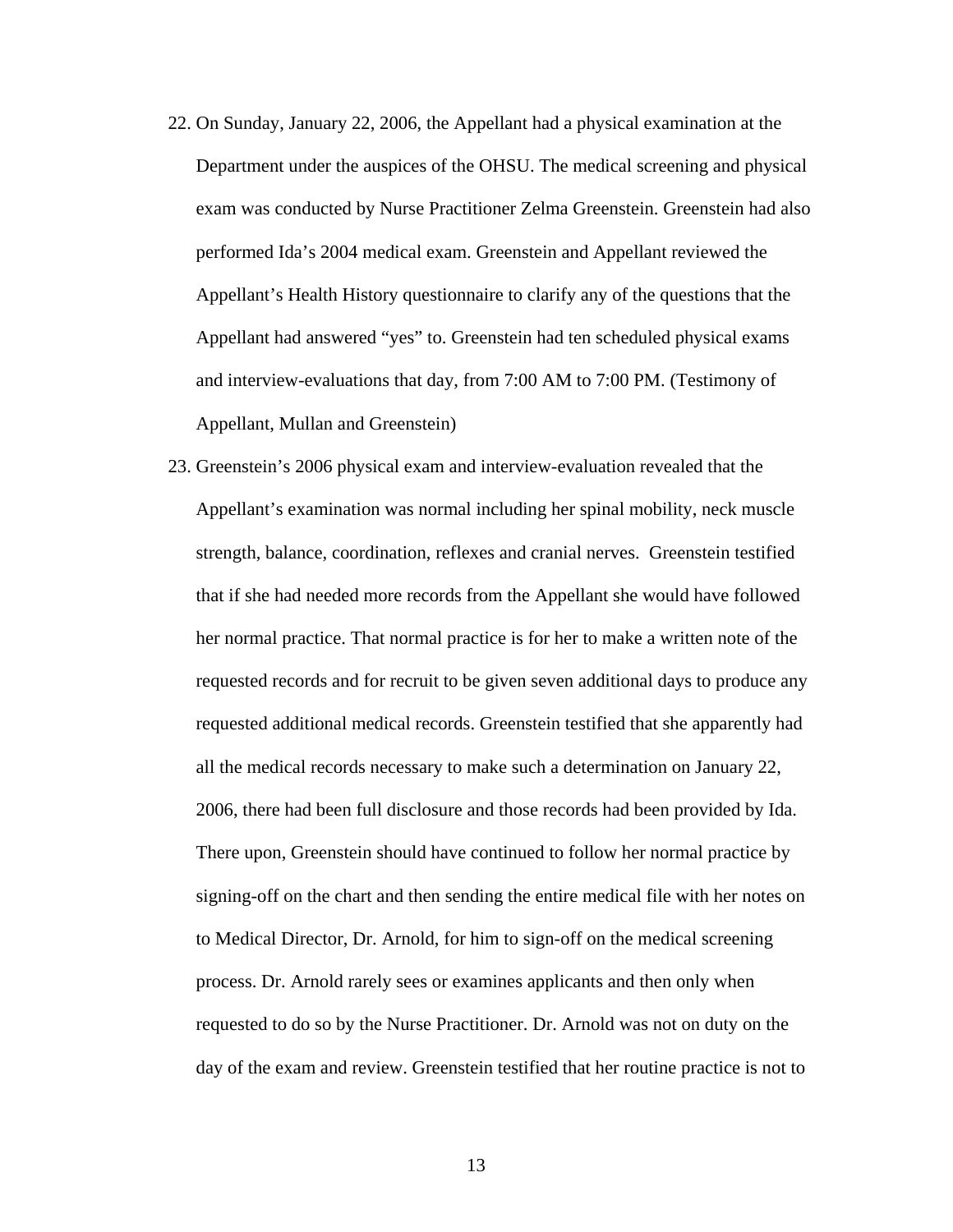22. On Sunday, January 22, 2006, the Appellant had a physical examination at the Department under the auspices of the OHSU. The medical screening and physical exam was conducted by Nurse Practitioner Zelma Greenstein. Greenstein had also performed Ida's 2004 medical exam. Greenstein and Appellant reviewed the Appellant's Health History questionnaire to clarify any of the questions that the Appellant had answered "yes" to. Greenstein had ten scheduled physical exams and interview-evaluations that day, from 7:00 AM to 7:00 PM. (Testimony of Appellant, Mullan and Greenstein)

23. Greenstein's 2006 physical exam and interview-evaluation revealed that the Appellant's examination was normal including her spinal mobility, neck muscle strength, balance, coordination, reflexes and cranial nerves. Greenstein testified that if she had needed more records from the Appellant she would have followed her normal practice. That normal practice is for her to make a written note of the requested records and for recruit to be given seven additional days to produce any requested additional medical records. Greenstein testified that she apparently had all the medical records necessary to make such a determination on January 22, 2006, there had been full disclosure and those records had been provided by Ida. There upon, Greenstein should have continued to follow her normal practice by signing-off on the chart and then sending the entire medical file with her notes on to Medical Director, Dr. Arnold, for him to sign-off on the medical screening process. Dr. Arnold rarely sees or examines applicants and then only when requested to do so by the Nurse Practitioner. Dr. Arnold was not on duty on the day of the exam and review. Greenstein testified that her routine practice is not to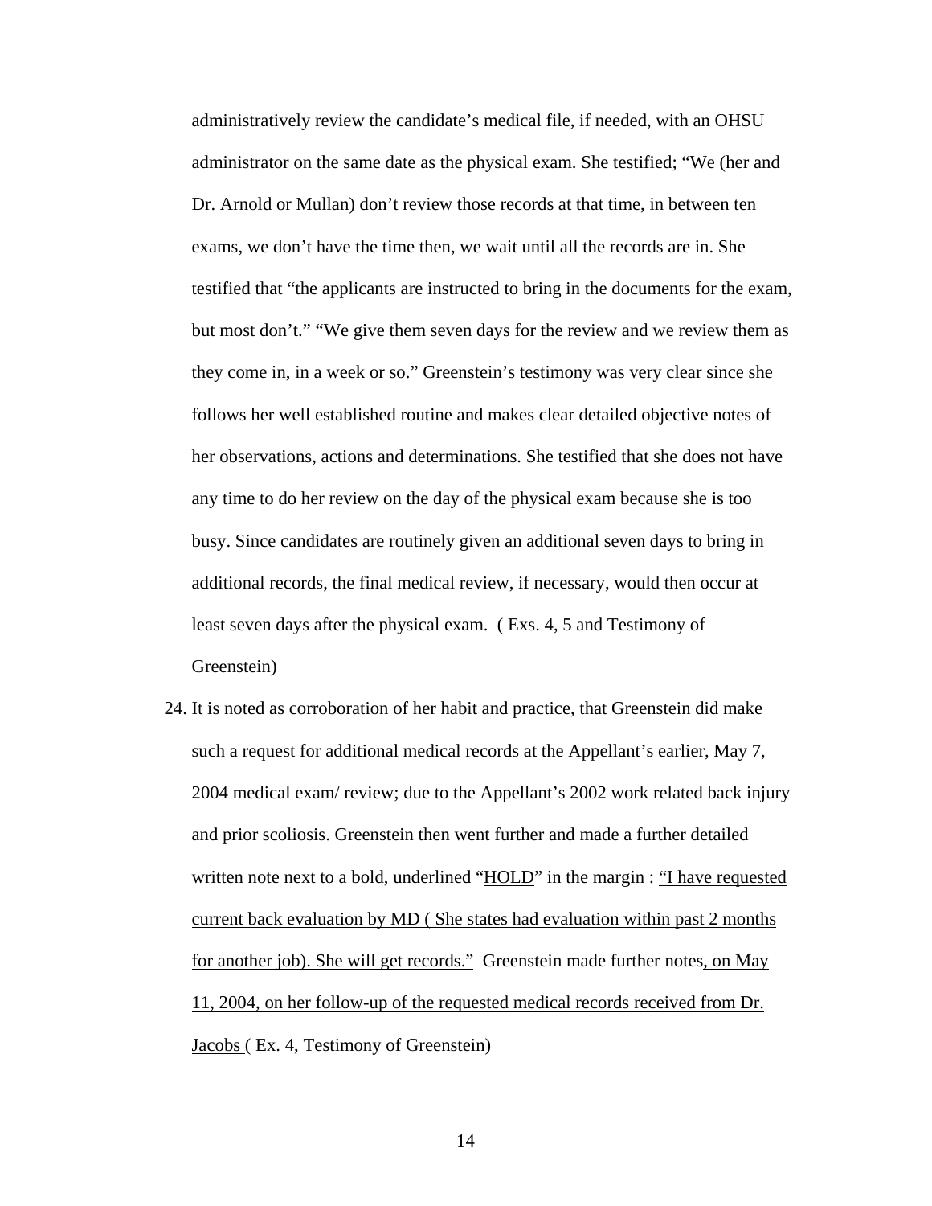administratively review the candidate's medical file, if needed, with an OHSU administrator on the same date as the physical exam. She testified; "We (her and Dr. Arnold or Mullan) don't review those records at that time, in between ten exams, we don't have the time then, we wait until all the records are in. She testified that "the applicants are instructed to bring in the documents for the exam, but most don't." "We give them seven days for the review and we review them as they come in, in a week or so." Greenstein's testimony was very clear since she follows her well established routine and makes clear detailed objective notes of her observations, actions and determinations. She testified that she does not have any time to do her review on the day of the physical exam because she is too busy. Since candidates are routinely given an additional seven days to bring in additional records, the final medical review, if necessary, would then occur at least seven days after the physical exam. ( Exs. 4, 5 and Testimony of Greenstein)

24. It is noted as corroboration of her habit and practice, that Greenstein did make such a request for additional medical records at the Appellant's earlier, May 7, 2004 medical exam/ review; due to the Appellant's 2002 work related back injury and prior scoliosis. Greenstein then went further and made a further detailed written note next to a bold, underlined "<u>HOLD</u>" in the margin : <u>"I have requested current back evaluation by MD ( She states had evaluation within past 2 months for another job). She will get records."</u> Greenstein made further notes<u>, on May 11, 2004, on her follow-up of the requested medical records received from Dr. Jacobs</u> ( Ex. 4, Testimony of Greenstein)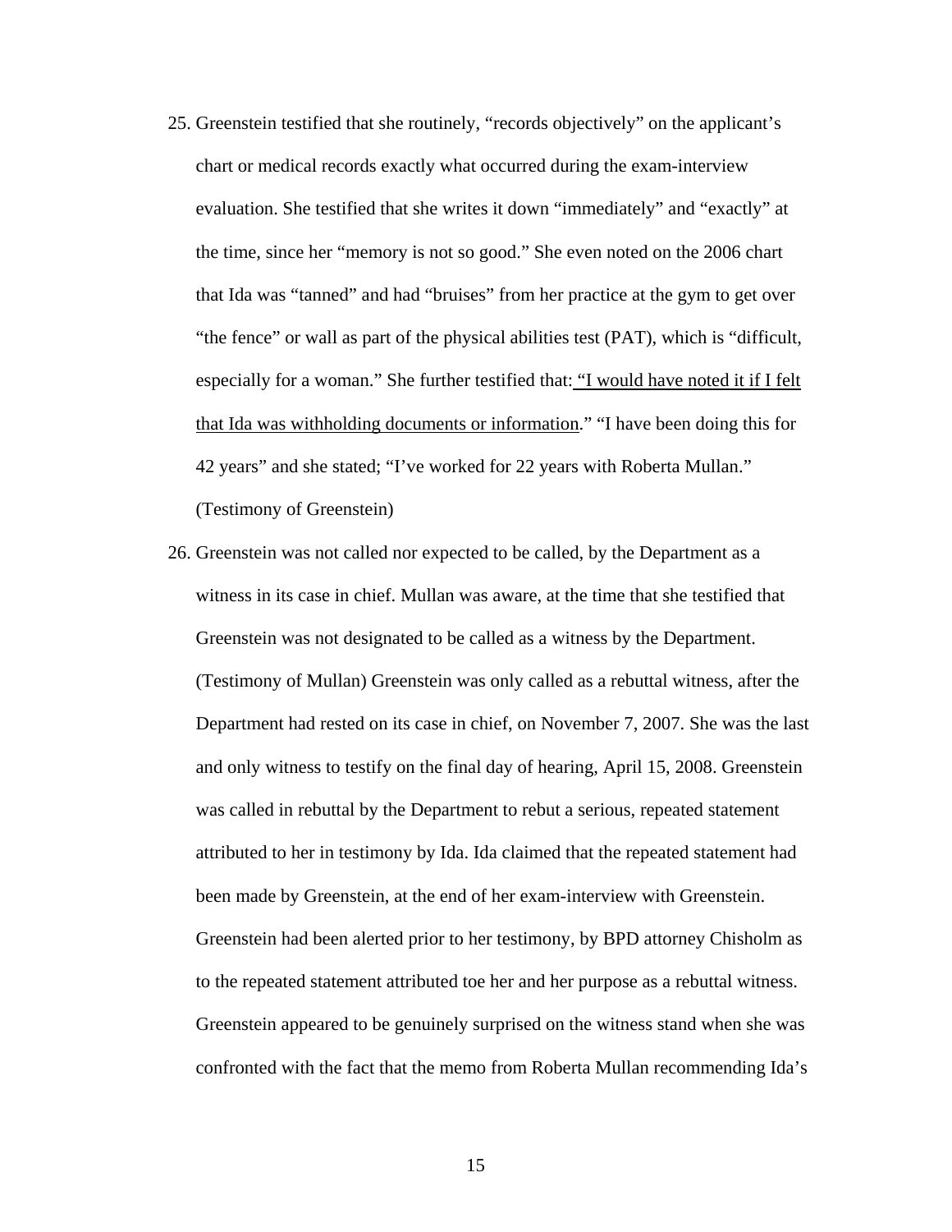25. Greenstein testified that she routinely, "records objectively" on the applicant's chart or medical records exactly what occurred during the exam-interview evaluation. She testified that she writes it down "immediately" and "exactly" at the time, since her "memory is not so good." She even noted on the 2006 chart that Ida was "tanned" and had "bruises" from her practice at the gym to get over "the fence" or wall as part of the physical abilities test (PAT), which is "difficult, especially for a woman." She further testified that: <u>"I would have noted it if I felt that Ida was withholding documents or information</u>." "I have been doing this for 42 years" and she stated; "I've worked for 22 years with Roberta Mullan." (Testimony of Greenstein)

26. Greenstein was not called nor expected to be called, by the Department as a witness in its case in chief. Mullan was aware, at the time that she testified that Greenstein was not designated to be called as a witness by the Department. (Testimony of Mullan) Greenstein was only called as a rebuttal witness, after the Department had rested on its case in chief, on November 7, 2007. She was the last and only witness to testify on the final day of hearing, April 15, 2008. Greenstein was called in rebuttal by the Department to rebut a serious, repeated statement attributed to her in testimony by Ida. Ida claimed that the repeated statement had been made by Greenstein, at the end of her exam-interview with Greenstein. Greenstein had been alerted prior to her testimony, by BPD attorney Chisholm as to the repeated statement attributed toe her and her purpose as a rebuttal witness. Greenstein appeared to be genuinely surprised on the witness stand when she was confronted with the fact that the memo from Roberta Mullan recommending Ida's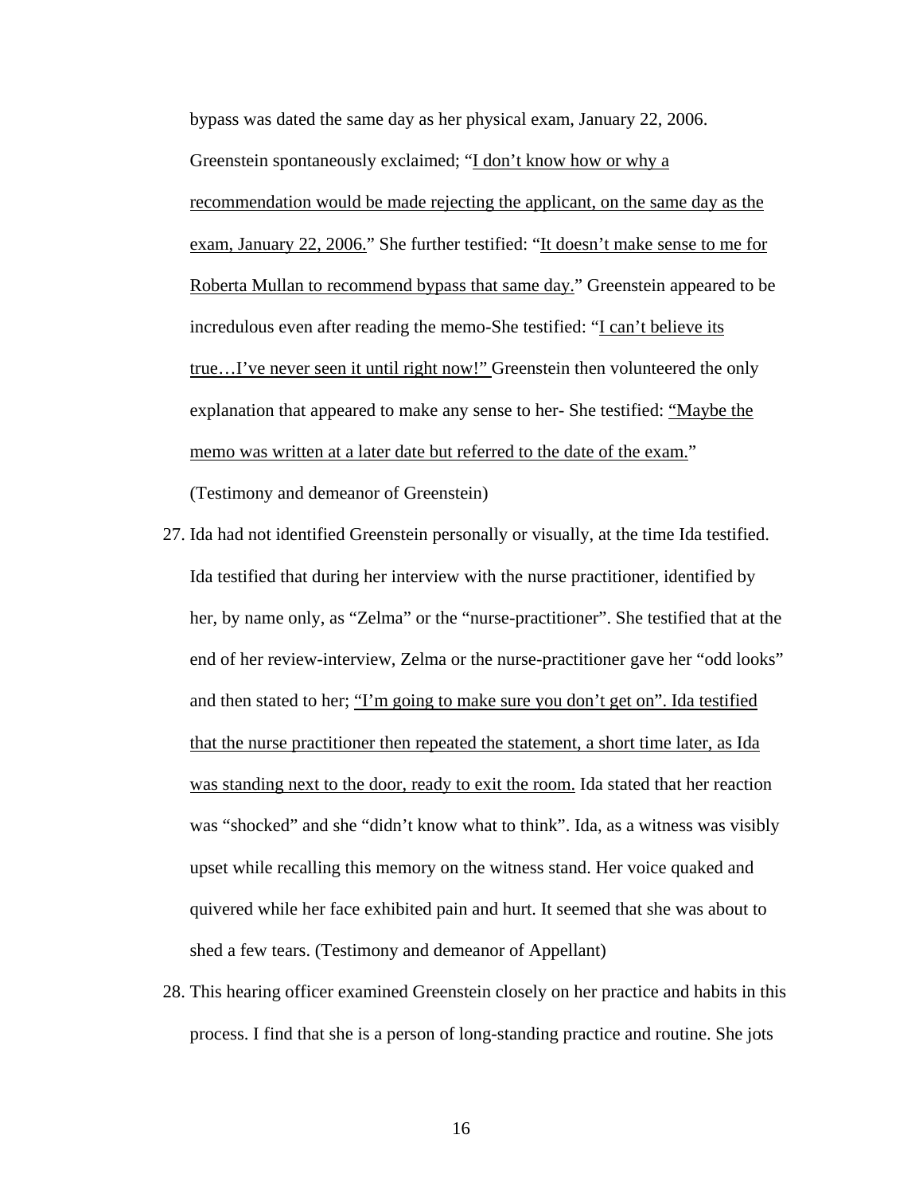bypass was dated the same day as her physical exam, January 22, 2006. Greenstein spontaneously exclaimed; "<u>I don't know how or why a recommendation would be made rejecting the applicant, on the same day as the exam, January 22, 2006.</u>" She further testified: "<u>It doesn't make sense to me for Roberta Mullan to recommend bypass that same day.</u>" Greenstein appeared to be incredulous even after reading the memo-She testified: "<u>I can't believe its true…I've never seen it until right now!"</u> Greenstein then volunteered the only explanation that appeared to make any sense to her- She testified: <u>"Maybe the memo was written at a later date but referred to the date of the exam.</u>" (Testimony and demeanor of Greenstein)

27. Ida had not identified Greenstein personally or visually, at the time Ida testified. Ida testified that during her interview with the nurse practitioner, identified by her, by name only, as "Zelma" or the "nurse-practitioner". She testified that at the end of her review-interview, Zelma or the nurse-practitioner gave her "odd looks" and then stated to her; <u>"I'm going to make sure you don't get on". Ida testified that the nurse practitioner then repeated the statement, a short time later, as Ida was standing next to the door, ready to exit the room.</u> Ida stated that her reaction was "shocked" and she "didn't know what to think". Ida, as a witness was visibly upset while recalling this memory on the witness stand. Her voice quaked and quivered while her face exhibited pain and hurt. It seemed that she was about to shed a few tears. (Testimony and demeanor of Appellant)

28. This hearing officer examined Greenstein closely on her practice and habits in this process. I find that she is a person of long-standing practice and routine. She jots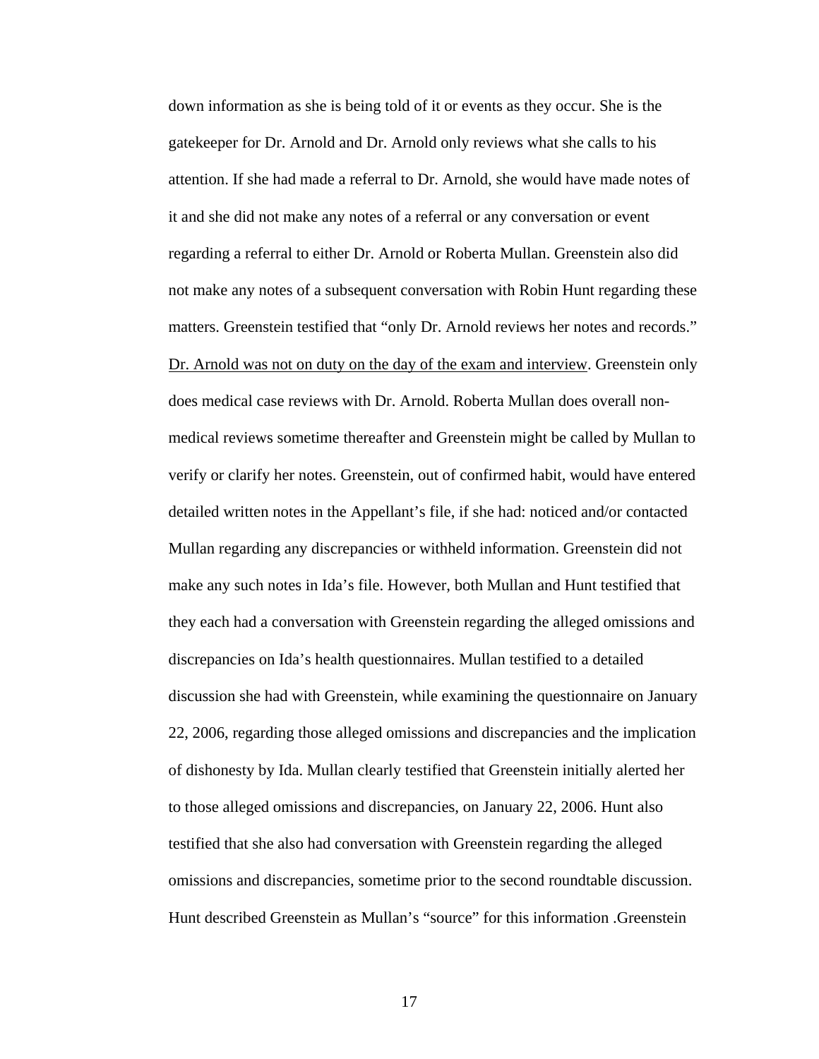down information as she is being told of it or events as they occur. She is the gatekeeper for Dr. Arnold and Dr. Arnold only reviews what she calls to his attention. If she had made a referral to Dr. Arnold, she would have made notes of it and she did not make any notes of a referral or any conversation or event regarding a referral to either Dr. Arnold or Roberta Mullan. Greenstein also did not make any notes of a subsequent conversation with Robin Hunt regarding these matters. Greenstein testified that "only Dr. Arnold reviews her notes and records." <u>Dr. Arnold was not on duty on the day of the exam and interview</u>. Greenstein only does medical case reviews with Dr. Arnold. Roberta Mullan does overall non-medical reviews sometime thereafter and Greenstein might be called by Mullan to verify or clarify her notes. Greenstein, out of confirmed habit, would have entered detailed written notes in the Appellant's file, if she had: noticed and/or contacted Mullan regarding any discrepancies or withheld information. Greenstein did not make any such notes in Ida's file. However, both Mullan and Hunt testified that they each had a conversation with Greenstein regarding the alleged omissions and discrepancies on Ida's health questionnaires. Mullan testified to a detailed discussion she had with Greenstein, while examining the questionnaire on January 22, 2006, regarding those alleged omissions and discrepancies and the implication of dishonesty by Ida. Mullan clearly testified that Greenstein initially alerted her to those alleged omissions and discrepancies, on January 22, 2006. Hunt also testified that she also had conversation with Greenstein regarding the alleged omissions and discrepancies, sometime prior to the second roundtable discussion. Hunt described Greenstein as Mullan's "source" for this information .Greenstein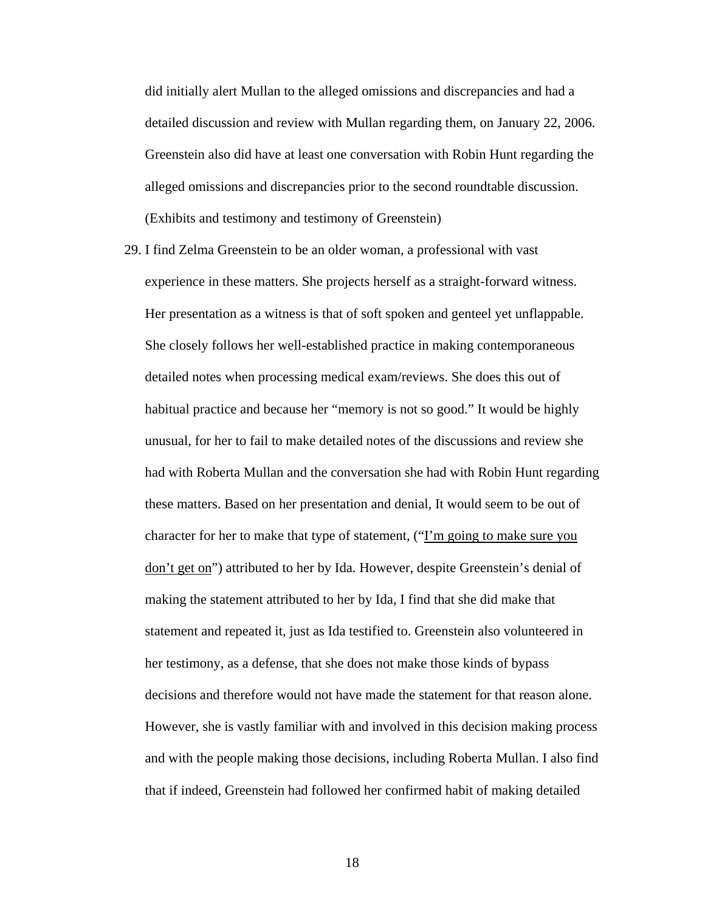did initially alert Mullan to the alleged omissions and discrepancies and had a detailed discussion and review with Mullan regarding them, on January 22, 2006. Greenstein also did have at least one conversation with Robin Hunt regarding the alleged omissions and discrepancies prior to the second roundtable discussion. (Exhibits and testimony and testimony of Greenstein)

29. I find Zelma Greenstein to be an older woman, a professional with vast experience in these matters. She projects herself as a straight-forward witness. Her presentation as a witness is that of soft spoken and genteel yet unflappable. She closely follows her well-established practice in making contemporaneous detailed notes when processing medical exam/reviews. She does this out of habitual practice and because her "memory is not so good." It would be highly unusual, for her to fail to make detailed notes of the discussions and review she had with Roberta Mullan and the conversation she had with Robin Hunt regarding these matters. Based on her presentation and denial, It would seem to be out of character for her to make that type of statement, ("<u>I'm going to make sure you don't get on</u>") attributed to her by Ida. However, despite Greenstein's denial of making the statement attributed to her by Ida, I find that she did make that statement and repeated it, just as Ida testified to. Greenstein also volunteered in her testimony, as a defense, that she does not make those kinds of bypass decisions and therefore would not have made the statement for that reason alone. However, she is vastly familiar with and involved in this decision making process and with the people making those decisions, including Roberta Mullan. I also find that if indeed, Greenstein had followed her confirmed habit of making detailed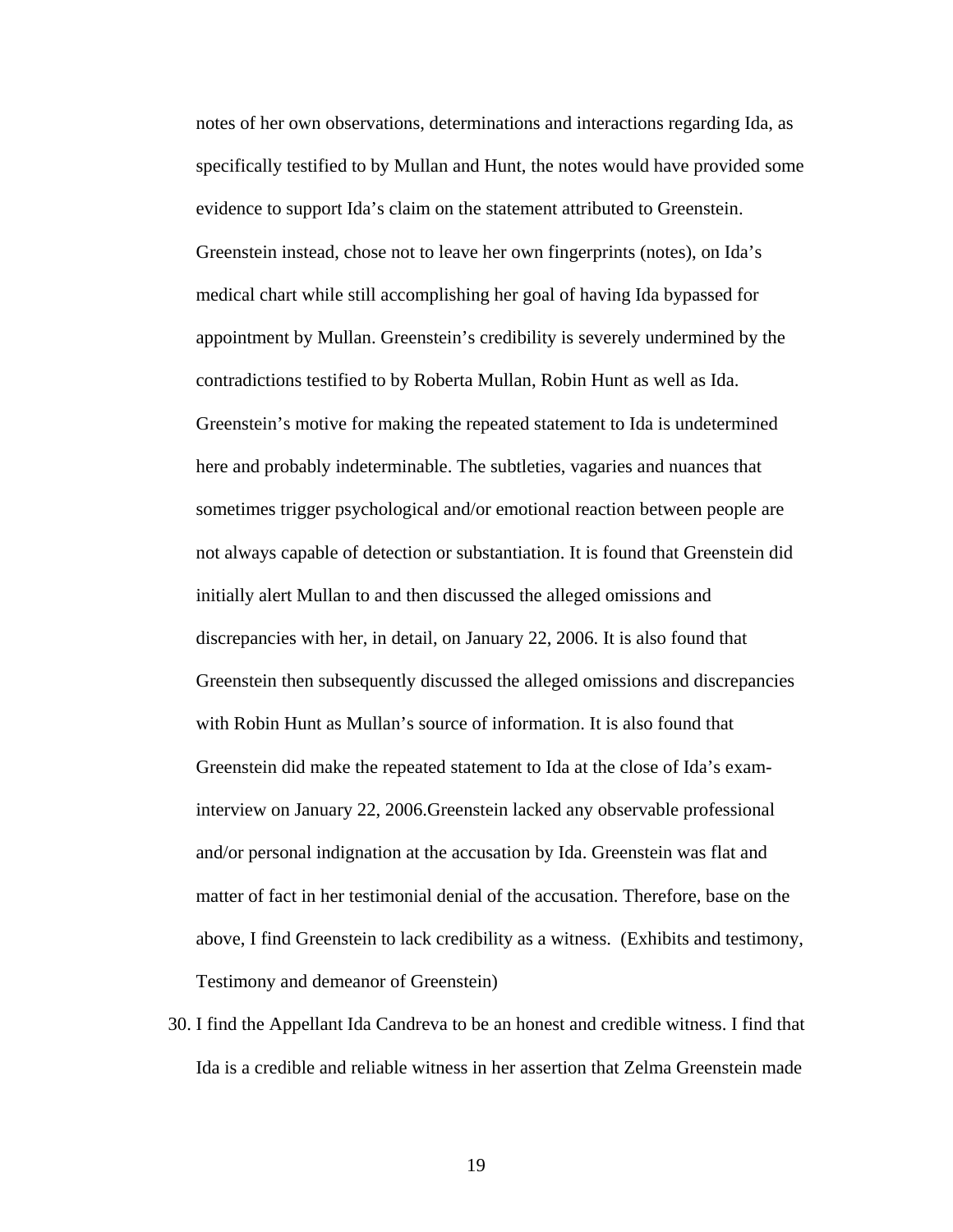notes of her own observations, determinations and interactions regarding Ida, as specifically testified to by Mullan and Hunt, the notes would have provided some evidence to support Ida's claim on the statement attributed to Greenstein. Greenstein instead, chose not to leave her own fingerprints (notes), on Ida's medical chart while still accomplishing her goal of having Ida bypassed for appointment by Mullan. Greenstein's credibility is severely undermined by the contradictions testified to by Roberta Mullan, Robin Hunt as well as Ida. Greenstein's motive for making the repeated statement to Ida is undetermined here and probably indeterminable. The subtleties, vagaries and nuances that sometimes trigger psychological and/or emotional reaction between people are not always capable of detection or substantiation. It is found that Greenstein did initially alert Mullan to and then discussed the alleged omissions and discrepancies with her, in detail, on January 22, 2006. It is also found that Greenstein then subsequently discussed the alleged omissions and discrepancies with Robin Hunt as Mullan's source of information. It is also found that Greenstein did make the repeated statement to Ida at the close of Ida's exam-interview on January 22, 2006.Greenstein lacked any observable professional and/or personal indignation at the accusation by Ida. Greenstein was flat and matter of fact in her testimonial denial of the accusation. Therefore, base on the above, I find Greenstein to lack credibility as a witness. (Exhibits and testimony, Testimony and demeanor of Greenstein)

30. I find the Appellant Ida Candreva to be an honest and credible witness. I find that Ida is a credible and reliable witness in her assertion that Zelma Greenstein made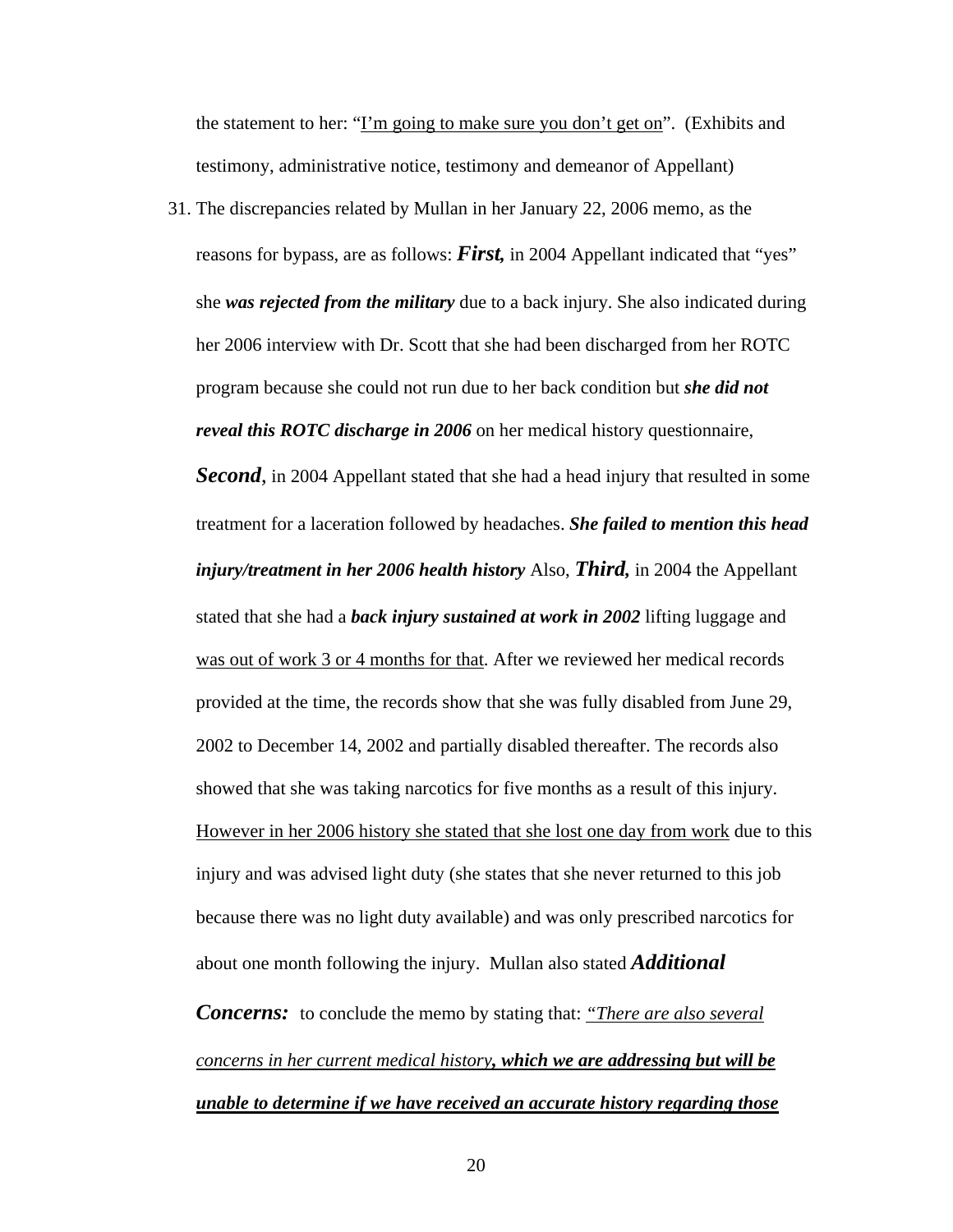the statement to her: "<u>I'm going to make sure you don't get on</u>". (Exhibits and testimony, administrative notice, testimony and demeanor of Appellant)

31. The discrepancies related by Mullan in her January 22, 2006 memo, as the reasons for bypass, are as follows: ***First,*** in 2004 Appellant indicated that "yes" she ***was rejected from the military*** due to a back injury. She also indicated during her 2006 interview with Dr. Scott that she had been discharged from her ROTC program because she could not run due to her back condition but ***she did not reveal this ROTC discharge in 2006*** on her medical history questionnaire, ***Second***, in 2004 Appellant stated that she had a head injury that resulted in some treatment for a laceration followed by headaches. ***She failed to mention this head injury/treatment in her 2006 health history*** Also, ***Third,*** in 2004 the Appellant stated that she had a ***back injury sustained at work in 2002*** lifting luggage and <u>was out of work 3 or 4 months for that</u>. After we reviewed her medical records provided at the time, the records show that she was fully disabled from June 29, 2002 to December 14, 2002 and partially disabled thereafter. The records also showed that she was taking narcotics for five months as a result of this injury. <u>However in her 2006 history she stated that she lost one day from work</u> due to this injury and was advised light duty (she states that she never returned to this job because there was no light duty available) and was only prescribed narcotics for about one month following the injury. Mullan also stated ***Additional Concerns:*** to conclude the memo by stating that: <u>*"There are also several concerns in her current medical history*</u><u>***, which we are addressing but will be unable to determine if we have received an accurate history regarding those***</u>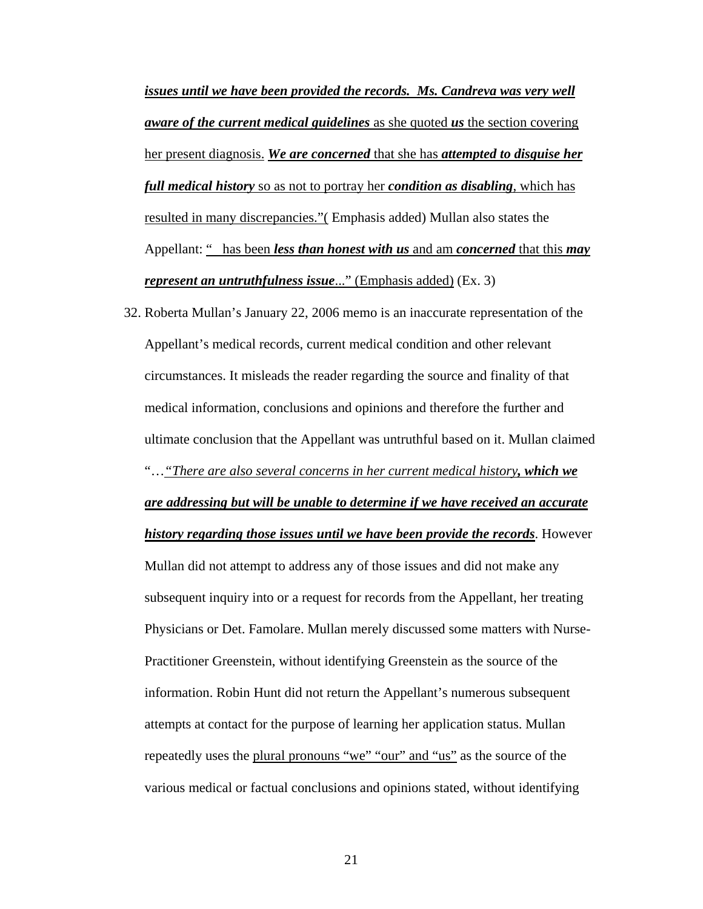***issues until we have been provided the records. Ms. Candreva was very well aware of the current medical guidelines*** as she quoted ***us*** the section covering her present diagnosis. ***We are concerned*** that she has ***attempted to disguise her full medical history*** so as not to portray her ***condition as disabling***, which has resulted in many discrepancies."( Emphasis added) Mullan also states the Appellant: "  has been ***less than honest with us*** and am ***concerned*** that this ***may represent an untruthfulness issue***..." (Emphasis added) (Ex. 3)

32. Roberta Mullan's January 22, 2006 memo is an inaccurate representation of the Appellant's medical records, current medical condition and other relevant circumstances. It misleads the reader regarding the source and finality of that medical information, conclusions and opinions and therefore the further and ultimate conclusion that the Appellant was untruthful based on it. Mullan claimed "…*"There are also several concerns in her current medical history**, which we are addressing but will be unable to determine if we have received an accurate history regarding those issues until we have been provide the records***. However Mullan did not attempt to address any of those issues and did not make any subsequent inquiry into or a request for records from the Appellant, her treating Physicians or Det. Famolare. Mullan merely discussed some matters with Nurse-Practitioner Greenstein, without identifying Greenstein as the source of the information. Robin Hunt did not return the Appellant's numerous subsequent attempts at contact for the purpose of learning her application status. Mullan repeatedly uses the plural pronouns "we" "our" and "us" as the source of the various medical or factual conclusions and opinions stated, without identifying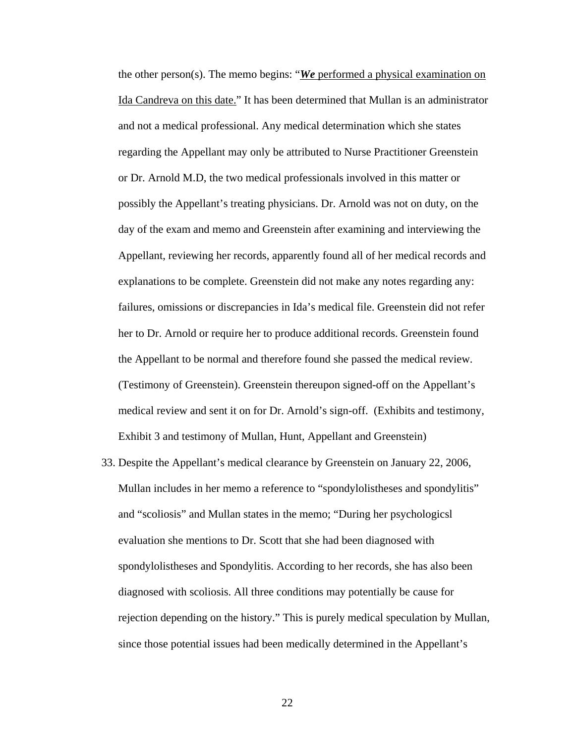the other person(s). The memo begins: "***We*** performed a physical examination on Ida Candreva on this date." It has been determined that Mullan is an administrator and not a medical professional. Any medical determination which she states regarding the Appellant may only be attributed to Nurse Practitioner Greenstein or Dr. Arnold M.D, the two medical professionals involved in this matter or possibly the Appellant's treating physicians. Dr. Arnold was not on duty, on the day of the exam and memo and Greenstein after examining and interviewing the Appellant, reviewing her records, apparently found all of her medical records and explanations to be complete. Greenstein did not make any notes regarding any: failures, omissions or discrepancies in Ida's medical file. Greenstein did not refer her to Dr. Arnold or require her to produce additional records. Greenstein found the Appellant to be normal and therefore found she passed the medical review. (Testimony of Greenstein). Greenstein thereupon signed-off on the Appellant's medical review and sent it on for Dr. Arnold's sign-off. (Exhibits and testimony, Exhibit 3 and testimony of Mullan, Hunt, Appellant and Greenstein)

33. Despite the Appellant's medical clearance by Greenstein on January 22, 2006, Mullan includes in her memo a reference to "spondylolistheses and spondylitis" and "scoliosis" and Mullan states in the memo; "During her psychologicsl evaluation she mentions to Dr. Scott that she had been diagnosed with spondylolistheses and Spondylitis. According to her records, she has also been diagnosed with scoliosis. All three conditions may potentially be cause for rejection depending on the history." This is purely medical speculation by Mullan, since those potential issues had been medically determined in the Appellant's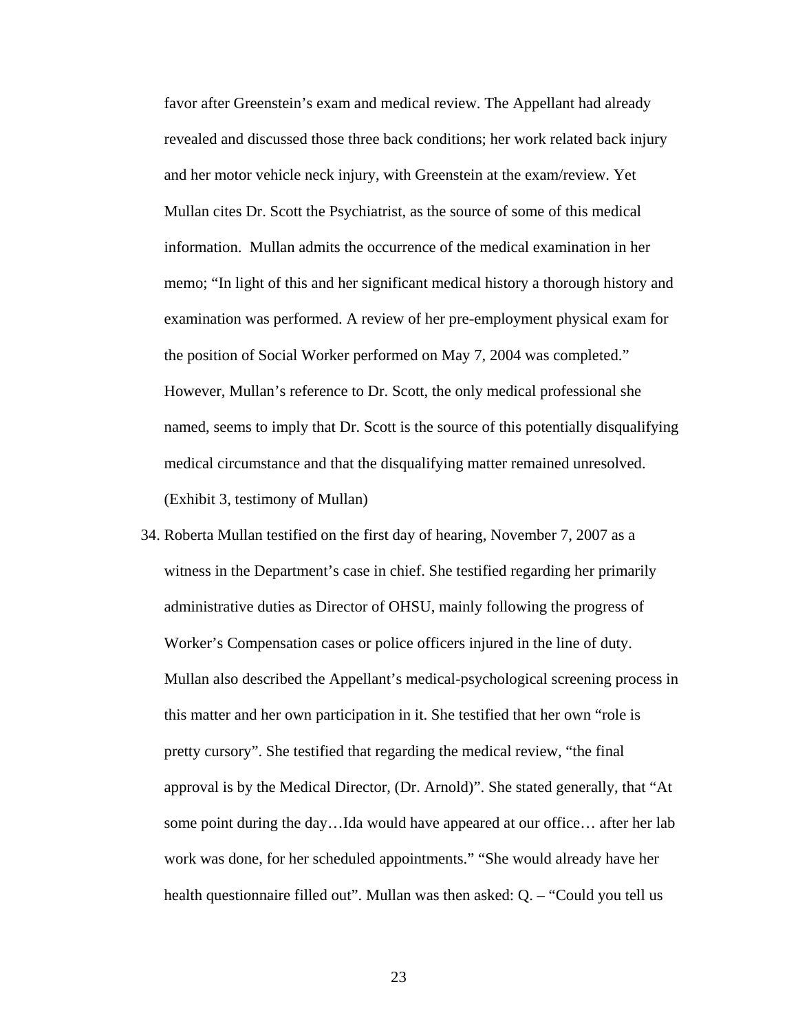favor after Greenstein's exam and medical review. The Appellant had already revealed and discussed those three back conditions; her work related back injury and her motor vehicle neck injury, with Greenstein at the exam/review. Yet Mullan cites Dr. Scott the Psychiatrist, as the source of some of this medical information. Mullan admits the occurrence of the medical examination in her memo; "In light of this and her significant medical history a thorough history and examination was performed. A review of her pre-employment physical exam for the position of Social Worker performed on May 7, 2004 was completed." However, Mullan's reference to Dr. Scott, the only medical professional she named, seems to imply that Dr. Scott is the source of this potentially disqualifying medical circumstance and that the disqualifying matter remained unresolved. (Exhibit 3, testimony of Mullan)

34. Roberta Mullan testified on the first day of hearing, November 7, 2007 as a witness in the Department's case in chief. She testified regarding her primarily administrative duties as Director of OHSU, mainly following the progress of Worker's Compensation cases or police officers injured in the line of duty. Mullan also described the Appellant's medical-psychological screening process in this matter and her own participation in it. She testified that her own "role is pretty cursory". She testified that regarding the medical review, "the final approval is by the Medical Director, (Dr. Arnold)". She stated generally, that "At some point during the day…Ida would have appeared at our office… after her lab work was done, for her scheduled appointments." "She would already have her health questionnaire filled out". Mullan was then asked: Q. – "Could you tell us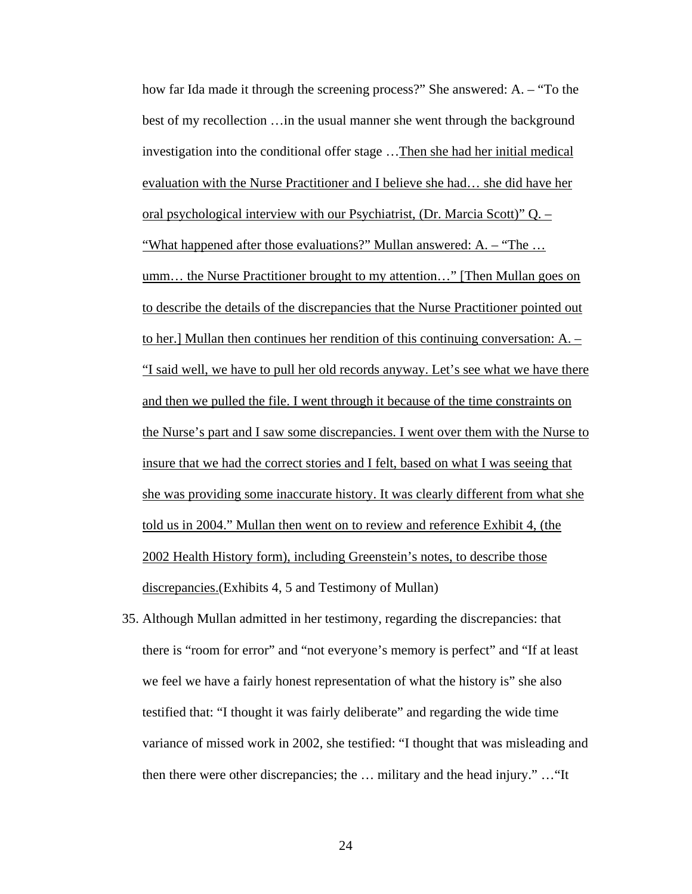how far Ida made it through the screening process?" She answered: A. – "To the best of my recollection …in the usual manner she went through the background investigation into the conditional offer stage …<u>Then she had her initial medical evaluation with the Nurse Practitioner and I believe she had… she did have her oral psychological interview with our Psychiatrist, (Dr. Marcia Scott)" Q. – "What happened after those evaluations?" Mullan answered: A. – "The … umm… the Nurse Practitioner brought to my attention…" [Then Mullan goes on to describe the details of the discrepancies that the Nurse Practitioner pointed out to her.] Mullan then continues her rendition of this continuing conversation: A. – "I said well, we have to pull her old records anyway. Let's see what we have there and then we pulled the file. I went through it because of the time constraints on the Nurse's part and I saw some discrepancies. I went over them with the Nurse to insure that we had the correct stories and I felt, based on what I was seeing that she was providing some inaccurate history. It was clearly different from what she told us in 2004." Mullan then went on to review and reference Exhibit 4, (the 2002 Health History form), including Greenstein's notes, to describe those discrepancies.</u>(Exhibits 4, 5 and Testimony of Mullan)

35. Although Mullan admitted in her testimony, regarding the discrepancies: that there is "room for error" and "not everyone's memory is perfect" and "If at least we feel we have a fairly honest representation of what the history is" she also testified that: "I thought it was fairly deliberate" and regarding the wide time variance of missed work in 2002, she testified: "I thought that was misleading and then there were other discrepancies; the … military and the head injury." …"It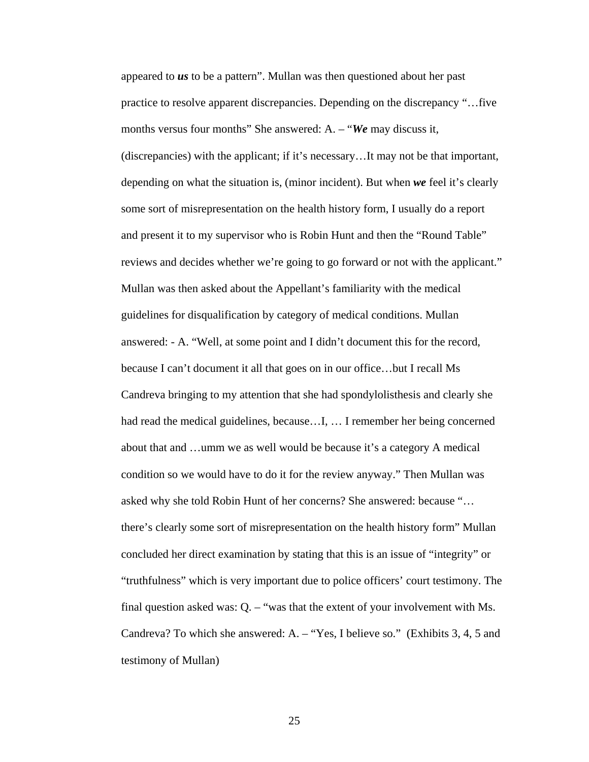appeared to ***us*** to be a pattern". Mullan was then questioned about her past practice to resolve apparent discrepancies. Depending on the discrepancy "…five months versus four months" She answered: A. – "***We*** may discuss it, (discrepancies) with the applicant; if it's necessary…It may not be that important, depending on what the situation is, (minor incident). But when ***we*** feel it's clearly some sort of misrepresentation on the health history form, I usually do a report and present it to my supervisor who is Robin Hunt and then the "Round Table" reviews and decides whether we're going to go forward or not with the applicant." Mullan was then asked about the Appellant's familiarity with the medical guidelines for disqualification by category of medical conditions. Mullan answered: - A. "Well, at some point and I didn't document this for the record, because I can't document it all that goes on in our office…but I recall Ms Candreva bringing to my attention that she had spondylolisthesis and clearly she had read the medical guidelines, because…I, … I remember her being concerned about that and …umm we as well would be because it's a category A medical condition so we would have to do it for the review anyway." Then Mullan was asked why she told Robin Hunt of her concerns? She answered: because "… there's clearly some sort of misrepresentation on the health history form" Mullan concluded her direct examination by stating that this is an issue of "integrity" or "truthfulness" which is very important due to police officers' court testimony. The final question asked was: Q. – "was that the extent of your involvement with Ms. Candreva? To which she answered: A. – "Yes, I believe so." (Exhibits 3, 4, 5 and testimony of Mullan)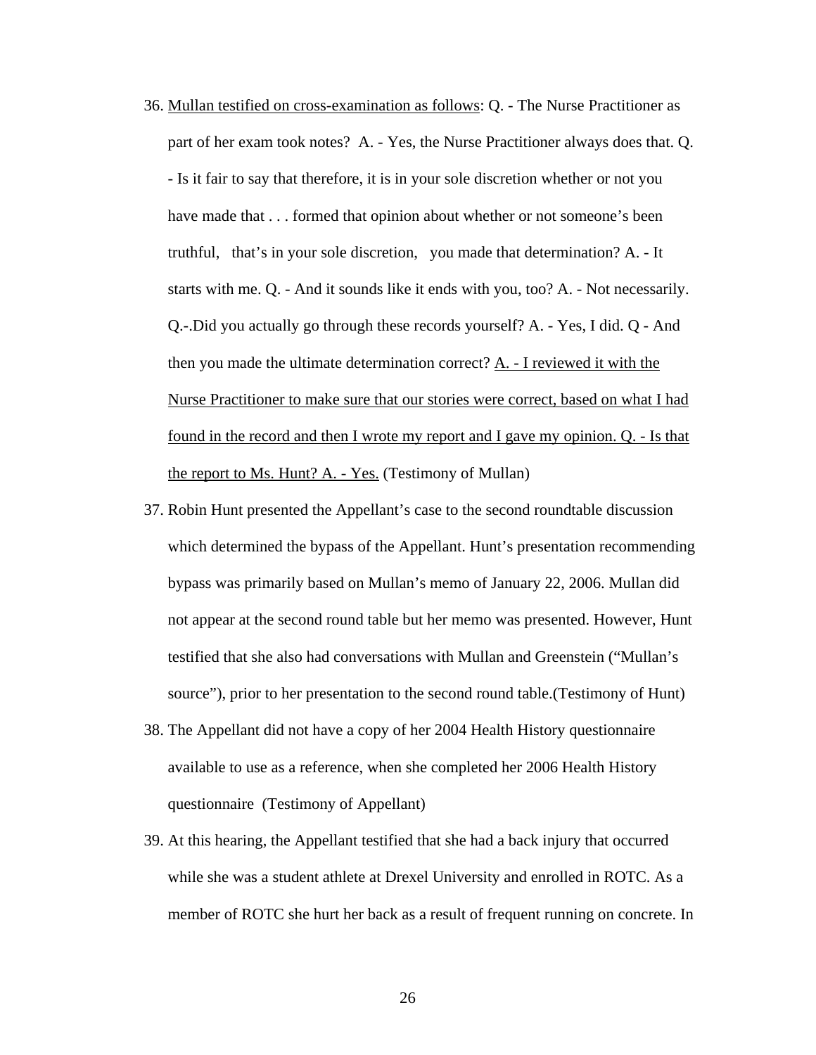36. <u>Mullan testified on cross-examination as follows</u>: Q. - The Nurse Practitioner as part of her exam took notes? A. - Yes, the Nurse Practitioner always does that. Q. - Is it fair to say that therefore, it is in your sole discretion whether or not you have made that . . . formed that opinion about whether or not someone's been truthful, that's in your sole discretion, you made that determination? A. - It starts with me. Q. - And it sounds like it ends with you, too? A. - Not necessarily. Q.-.Did you actually go through these records yourself? A. - Yes, I did. Q - And then you made the ultimate determination correct? <u>A. - I reviewed it with the Nurse Practitioner to make sure that our stories were correct, based on what I had found in the record and then I wrote my report and I gave my opinion. Q. - Is that the report to Ms. Hunt? A. - Yes.</u> (Testimony of Mullan)

37. Robin Hunt presented the Appellant's case to the second roundtable discussion which determined the bypass of the Appellant. Hunt's presentation recommending bypass was primarily based on Mullan's memo of January 22, 2006. Mullan did not appear at the second round table but her memo was presented. However, Hunt testified that she also had conversations with Mullan and Greenstein ("Mullan's source"), prior to her presentation to the second round table.(Testimony of Hunt)

38. The Appellant did not have a copy of her 2004 Health History questionnaire available to use as a reference, when she completed her 2006 Health History questionnaire (Testimony of Appellant)

39. At this hearing, the Appellant testified that she had a back injury that occurred while she was a student athlete at Drexel University and enrolled in ROTC. As a member of ROTC she hurt her back as a result of frequent running on concrete. In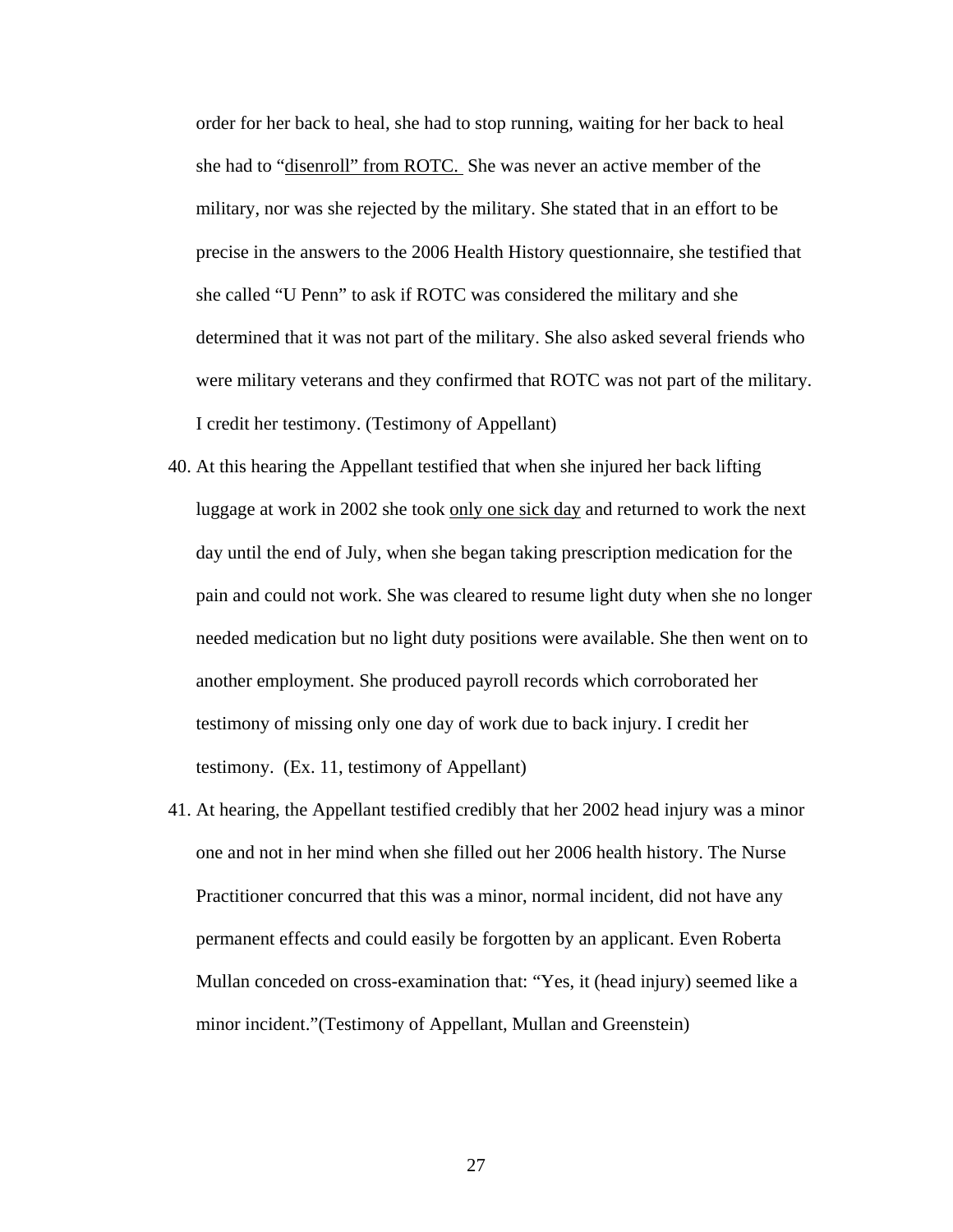order for her back to heal, she had to stop running, waiting for her back to heal she had to "disenroll" from ROTC. She was never an active member of the military, nor was she rejected by the military. She stated that in an effort to be precise in the answers to the 2006 Health History questionnaire, she testified that she called "U Penn" to ask if ROTC was considered the military and she determined that it was not part of the military. She also asked several friends who were military veterans and they confirmed that ROTC was not part of the military. I credit her testimony. (Testimony of Appellant)

40. At this hearing the Appellant testified that when she injured her back lifting luggage at work in 2002 she took only one sick day and returned to work the next day until the end of July, when she began taking prescription medication for the pain and could not work. She was cleared to resume light duty when she no longer needed medication but no light duty positions were available. She then went on to another employment. She produced payroll records which corroborated her testimony of missing only one day of work due to back injury. I credit her testimony. (Ex. 11, testimony of Appellant)

41. At hearing, the Appellant testified credibly that her 2002 head injury was a minor one and not in her mind when she filled out her 2006 health history. The Nurse Practitioner concurred that this was a minor, normal incident, did not have any permanent effects and could easily be forgotten by an applicant. Even Roberta Mullan conceded on cross-examination that: "Yes, it (head injury) seemed like a minor incident."(Testimony of Appellant, Mullan and Greenstein)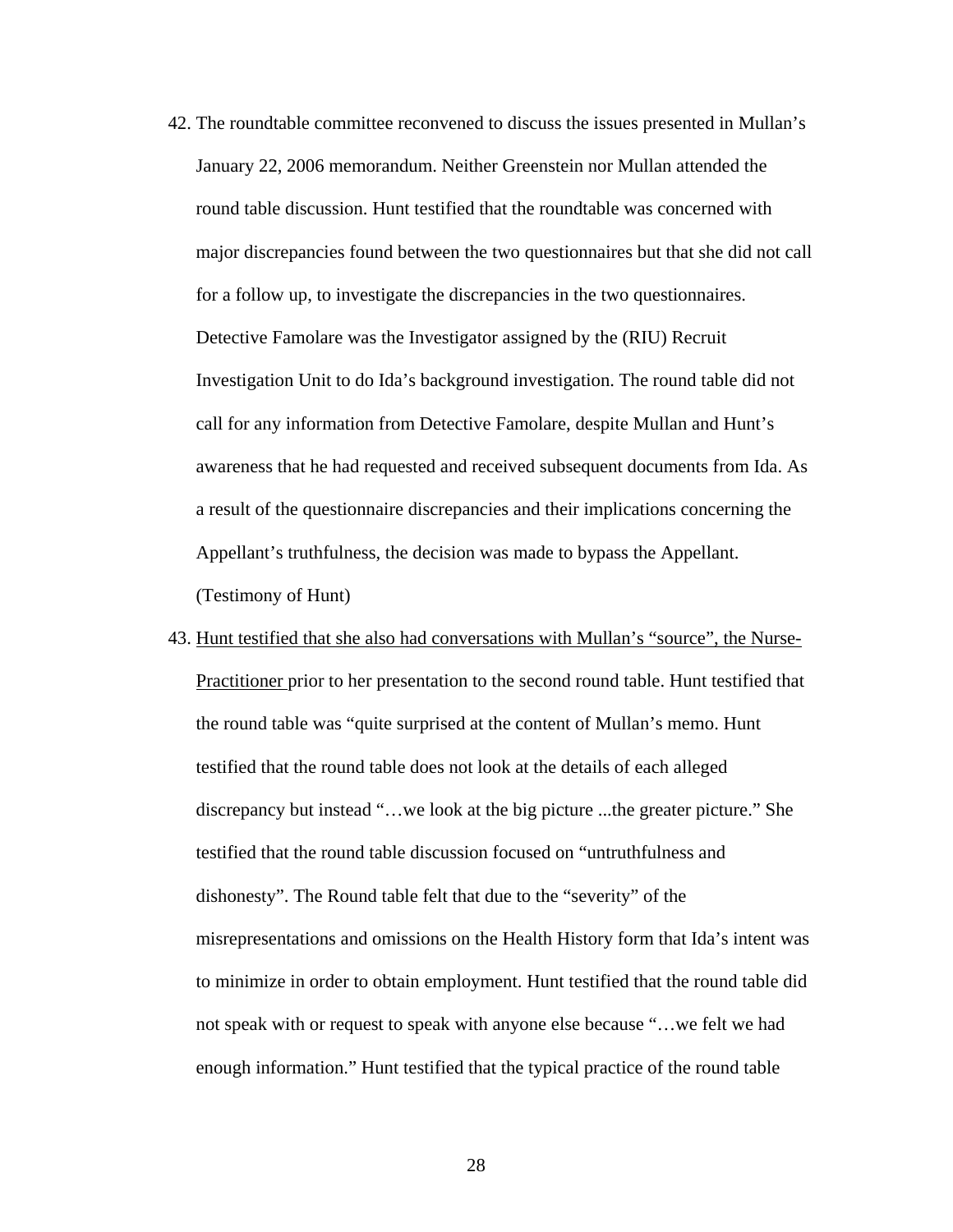42. The roundtable committee reconvened to discuss the issues presented in Mullan's January 22, 2006 memorandum. Neither Greenstein nor Mullan attended the round table discussion. Hunt testified that the roundtable was concerned with major discrepancies found between the two questionnaires but that she did not call for a follow up, to investigate the discrepancies in the two questionnaires. Detective Famolare was the Investigator assigned by the (RIU) Recruit Investigation Unit to do Ida's background investigation. The round table did not call for any information from Detective Famolare, despite Mullan and Hunt's awareness that he had requested and received subsequent documents from Ida. As a result of the questionnaire discrepancies and their implications concerning the Appellant's truthfulness, the decision was made to bypass the Appellant. (Testimony of Hunt)

43. <u>Hunt testified that she also had conversations with Mullan's "source", the Nurse-Practitioner</u> prior to her presentation to the second round table. Hunt testified that the round table was "quite surprised at the content of Mullan's memo. Hunt testified that the round table does not look at the details of each alleged discrepancy but instead "…we look at the big picture ...the greater picture." She testified that the round table discussion focused on "untruthfulness and dishonesty". The Round table felt that due to the "severity" of the misrepresentations and omissions on the Health History form that Ida's intent was to minimize in order to obtain employment. Hunt testified that the round table did not speak with or request to speak with anyone else because "…we felt we had enough information." Hunt testified that the typical practice of the round table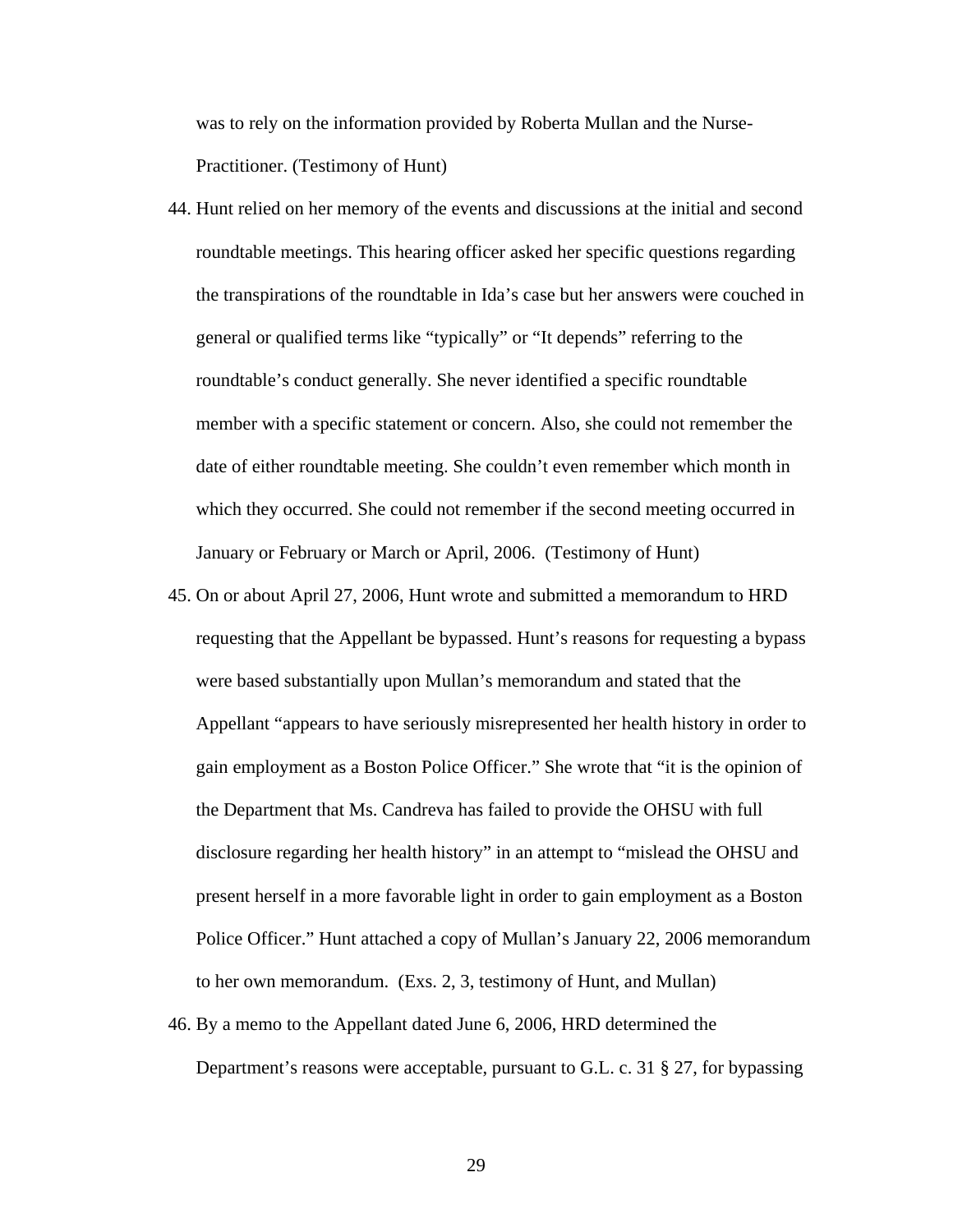was to rely on the information provided by Roberta Mullan and the Nurse-Practitioner. (Testimony of Hunt)

44. Hunt relied on her memory of the events and discussions at the initial and second roundtable meetings. This hearing officer asked her specific questions regarding the transpirations of the roundtable in Ida's case but her answers were couched in general or qualified terms like "typically" or "It depends" referring to the roundtable's conduct generally. She never identified a specific roundtable member with a specific statement or concern. Also, she could not remember the date of either roundtable meeting. She couldn't even remember which month in which they occurred. She could not remember if the second meeting occurred in January or February or March or April, 2006. (Testimony of Hunt)

45. On or about April 27, 2006, Hunt wrote and submitted a memorandum to HRD requesting that the Appellant be bypassed. Hunt's reasons for requesting a bypass were based substantially upon Mullan's memorandum and stated that the Appellant "appears to have seriously misrepresented her health history in order to gain employment as a Boston Police Officer." She wrote that "it is the opinion of the Department that Ms. Candreva has failed to provide the OHSU with full disclosure regarding her health history" in an attempt to "mislead the OHSU and present herself in a more favorable light in order to gain employment as a Boston Police Officer." Hunt attached a copy of Mullan's January 22, 2006 memorandum to her own memorandum. (Exs. 2, 3, testimony of Hunt, and Mullan)

46. By a memo to the Appellant dated June 6, 2006, HRD determined the Department's reasons were acceptable, pursuant to G.L. c. 31 § 27, for bypassing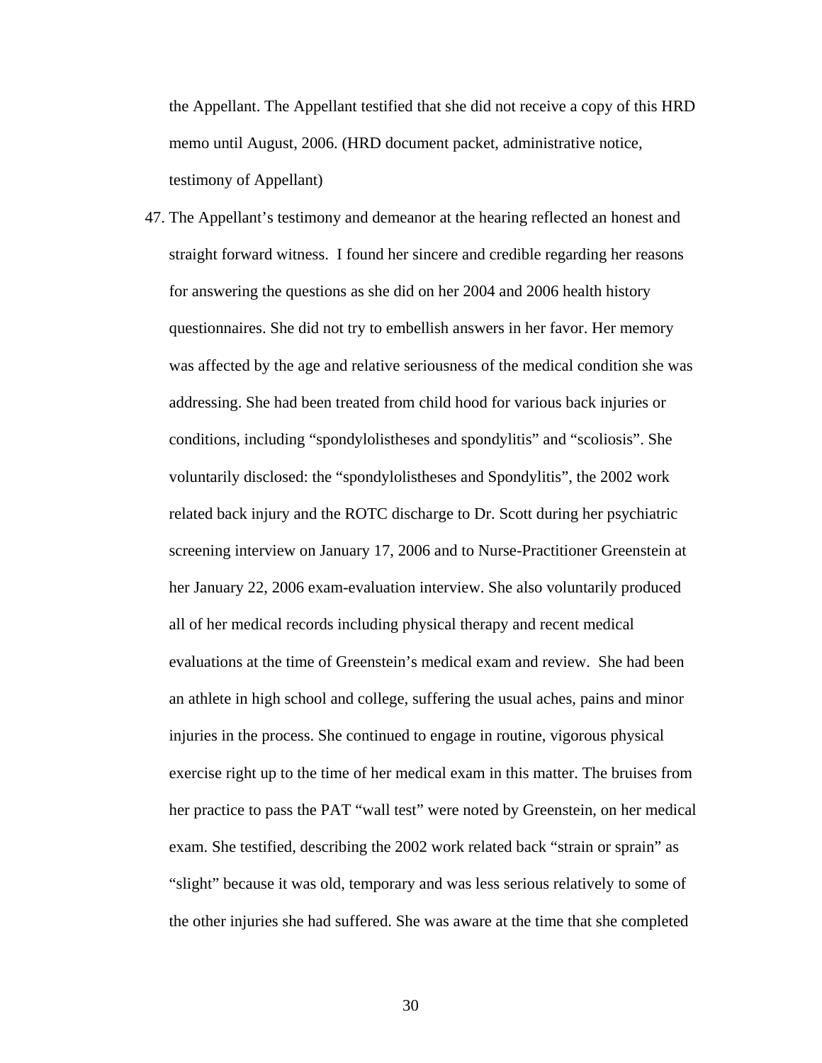the Appellant. The Appellant testified that she did not receive a copy of this HRD memo until August, 2006. (HRD document packet, administrative notice, testimony of Appellant)

47. The Appellant's testimony and demeanor at the hearing reflected an honest and straight forward witness. I found her sincere and credible regarding her reasons for answering the questions as she did on her 2004 and 2006 health history questionnaires. She did not try to embellish answers in her favor. Her memory was affected by the age and relative seriousness of the medical condition she was addressing. She had been treated from child hood for various back injuries or conditions, including "spondylolistheses and spondylitis" and "scoliosis". She voluntarily disclosed: the "spondylolistheses and Spondylitis", the 2002 work related back injury and the ROTC discharge to Dr. Scott during her psychiatric screening interview on January 17, 2006 and to Nurse-Practitioner Greenstein at her January 22, 2006 exam-evaluation interview. She also voluntarily produced all of her medical records including physical therapy and recent medical evaluations at the time of Greenstein's medical exam and review. She had been an athlete in high school and college, suffering the usual aches, pains and minor injuries in the process. She continued to engage in routine, vigorous physical exercise right up to the time of her medical exam in this matter. The bruises from her practice to pass the PAT "wall test" were noted by Greenstein, on her medical exam. She testified, describing the 2002 work related back "strain or sprain" as "slight" because it was old, temporary and was less serious relatively to some of the other injuries she had suffered. She was aware at the time that she completed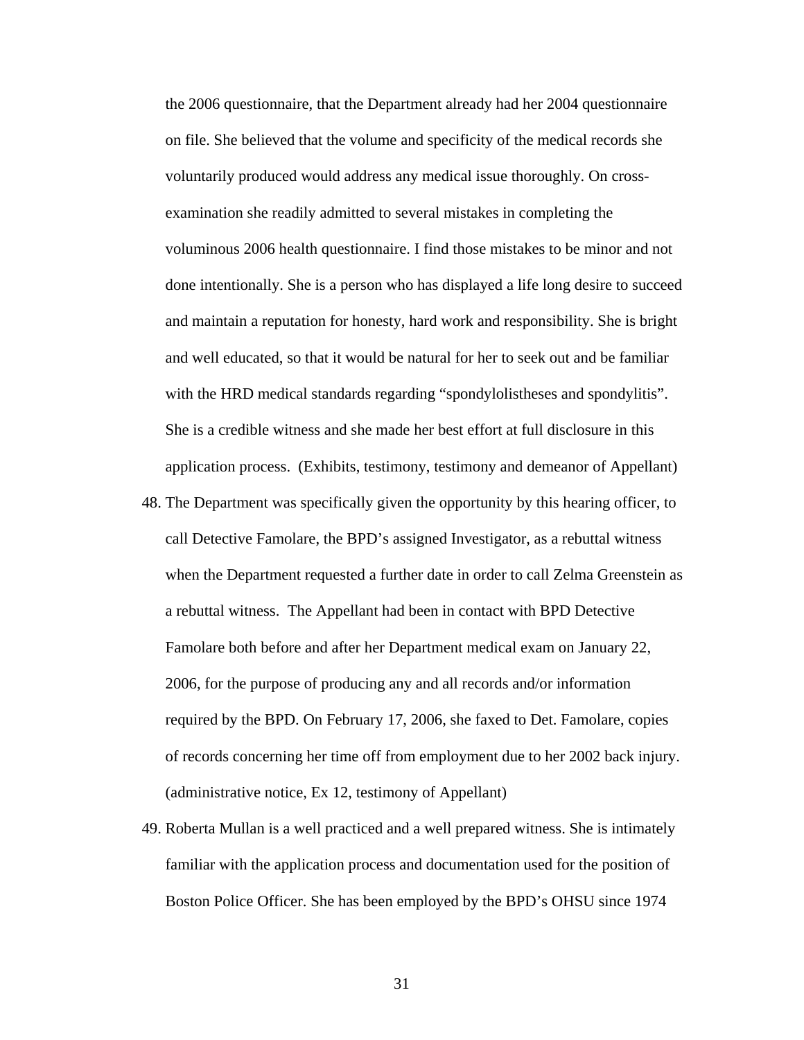the 2006 questionnaire, that the Department already had her 2004 questionnaire on file. She believed that the volume and specificity of the medical records she voluntarily produced would address any medical issue thoroughly. On cross-examination she readily admitted to several mistakes in completing the voluminous 2006 health questionnaire. I find those mistakes to be minor and not done intentionally. She is a person who has displayed a life long desire to succeed and maintain a reputation for honesty, hard work and responsibility. She is bright and well educated, so that it would be natural for her to seek out and be familiar with the HRD medical standards regarding "spondylolistheses and spondylitis". She is a credible witness and she made her best effort at full disclosure in this application process. (Exhibits, testimony, testimony and demeanor of Appellant)

48. The Department was specifically given the opportunity by this hearing officer, to call Detective Famolare, the BPD's assigned Investigator, as a rebuttal witness when the Department requested a further date in order to call Zelma Greenstein as a rebuttal witness. The Appellant had been in contact with BPD Detective Famolare both before and after her Department medical exam on January 22, 2006, for the purpose of producing any and all records and/or information required by the BPD. On February 17, 2006, she faxed to Det. Famolare, copies of records concerning her time off from employment due to her 2002 back injury. (administrative notice, Ex 12, testimony of Appellant)

49. Roberta Mullan is a well practiced and a well prepared witness. She is intimately familiar with the application process and documentation used for the position of Boston Police Officer. She has been employed by the BPD's OHSU since 1974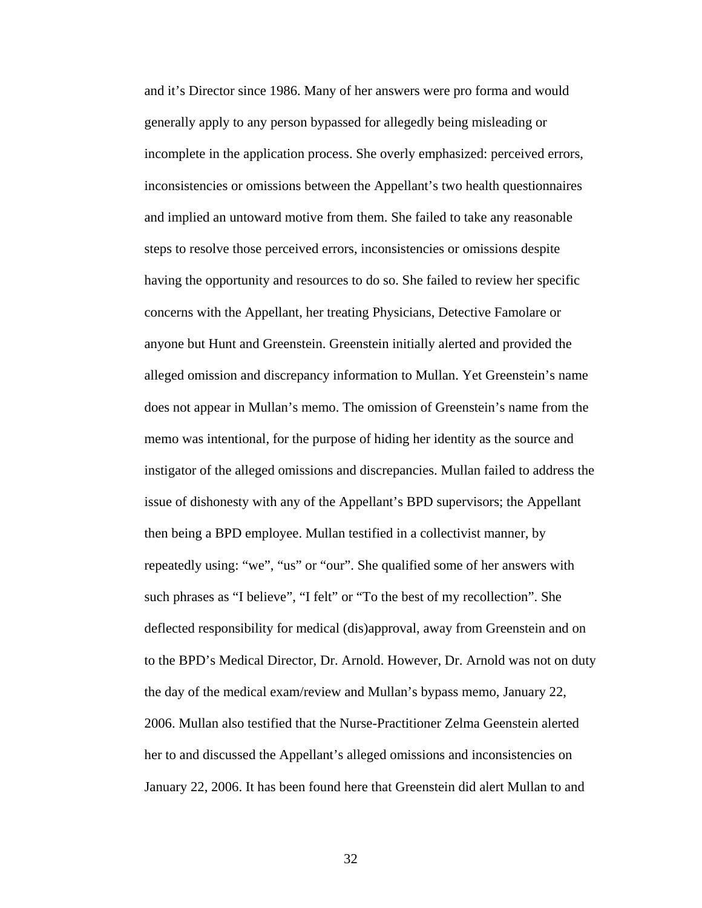and it's Director since 1986. Many of her answers were pro forma and would generally apply to any person bypassed for allegedly being misleading or incomplete in the application process. She overly emphasized: perceived errors, inconsistencies or omissions between the Appellant's two health questionnaires and implied an untoward motive from them. She failed to take any reasonable steps to resolve those perceived errors, inconsistencies or omissions despite having the opportunity and resources to do so. She failed to review her specific concerns with the Appellant, her treating Physicians, Detective Famolare or anyone but Hunt and Greenstein. Greenstein initially alerted and provided the alleged omission and discrepancy information to Mullan. Yet Greenstein's name does not appear in Mullan's memo. The omission of Greenstein's name from the memo was intentional, for the purpose of hiding her identity as the source and instigator of the alleged omissions and discrepancies. Mullan failed to address the issue of dishonesty with any of the Appellant's BPD supervisors; the Appellant then being a BPD employee. Mullan testified in a collectivist manner, by repeatedly using: "we", "us" or "our". She qualified some of her answers with such phrases as "I believe", "I felt" or "To the best of my recollection". She deflected responsibility for medical (dis)approval, away from Greenstein and on to the BPD's Medical Director, Dr. Arnold. However, Dr. Arnold was not on duty the day of the medical exam/review and Mullan's bypass memo, January 22, 2006. Mullan also testified that the Nurse-Practitioner Zelma Geenstein alerted her to and discussed the Appellant's alleged omissions and inconsistencies on January 22, 2006. It has been found here that Greenstein did alert Mullan to and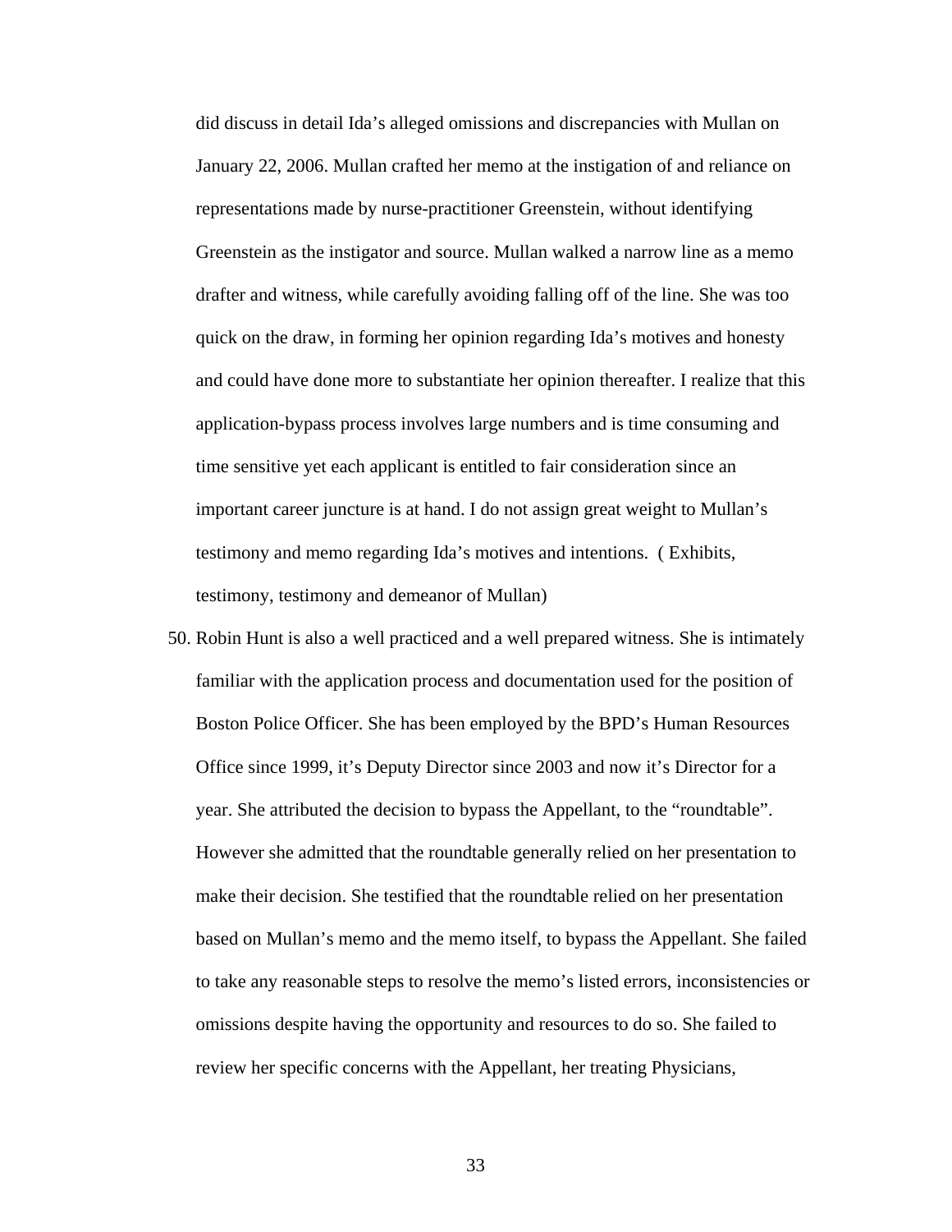did discuss in detail Ida's alleged omissions and discrepancies with Mullan on January 22, 2006. Mullan crafted her memo at the instigation of and reliance on representations made by nurse-practitioner Greenstein, without identifying Greenstein as the instigator and source. Mullan walked a narrow line as a memo drafter and witness, while carefully avoiding falling off of the line. She was too quick on the draw, in forming her opinion regarding Ida's motives and honesty and could have done more to substantiate her opinion thereafter. I realize that this application-bypass process involves large numbers and is time consuming and time sensitive yet each applicant is entitled to fair consideration since an important career juncture is at hand. I do not assign great weight to Mullan's testimony and memo regarding Ida's motives and intentions. ( Exhibits, testimony, testimony and demeanor of Mullan)

50. Robin Hunt is also a well practiced and a well prepared witness. She is intimately familiar with the application process and documentation used for the position of Boston Police Officer. She has been employed by the BPD's Human Resources Office since 1999, it's Deputy Director since 2003 and now it's Director for a year. She attributed the decision to bypass the Appellant, to the "roundtable". However she admitted that the roundtable generally relied on her presentation to make their decision. She testified that the roundtable relied on her presentation based on Mullan's memo and the memo itself, to bypass the Appellant. She failed to take any reasonable steps to resolve the memo's listed errors, inconsistencies or omissions despite having the opportunity and resources to do so. She failed to review her specific concerns with the Appellant, her treating Physicians,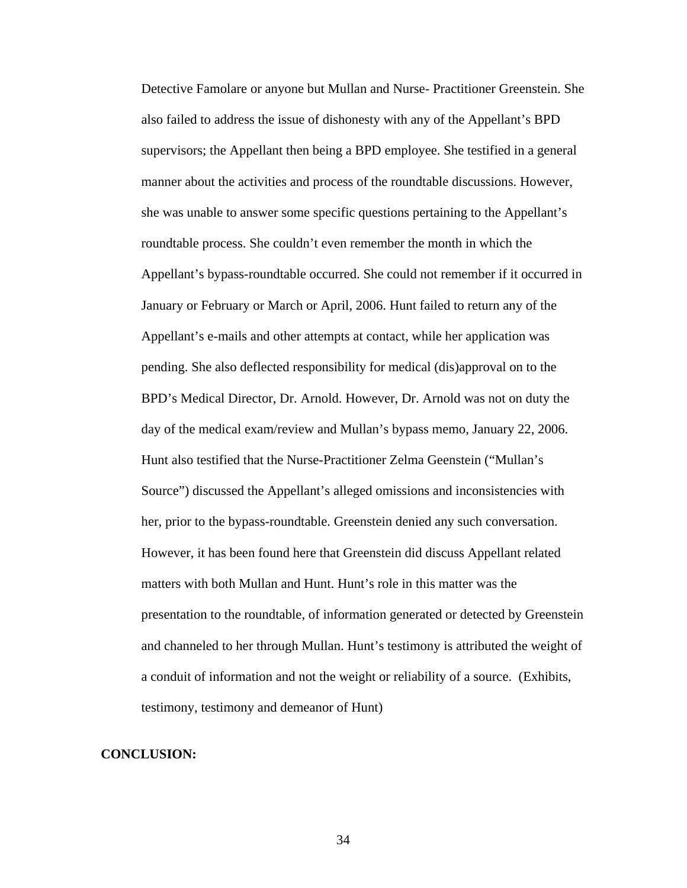Detective Famolare or anyone but Mullan and Nurse- Practitioner Greenstein. She also failed to address the issue of dishonesty with any of the Appellant's BPD supervisors; the Appellant then being a BPD employee. She testified in a general manner about the activities and process of the roundtable discussions. However, she was unable to answer some specific questions pertaining to the Appellant's roundtable process. She couldn't even remember the month in which the Appellant's bypass-roundtable occurred. She could not remember if it occurred in January or February or March or April, 2006. Hunt failed to return any of the Appellant's e-mails and other attempts at contact, while her application was pending. She also deflected responsibility for medical (dis)approval on to the BPD's Medical Director, Dr. Arnold. However, Dr. Arnold was not on duty the day of the medical exam/review and Mullan's bypass memo, January 22, 2006. Hunt also testified that the Nurse-Practitioner Zelma Geenstein ("Mullan's Source") discussed the Appellant's alleged omissions and inconsistencies with her, prior to the bypass-roundtable. Greenstein denied any such conversation. However, it has been found here that Greenstein did discuss Appellant related matters with both Mullan and Hunt. Hunt's role in this matter was the presentation to the roundtable, of information generated or detected by Greenstein and channeled to her through Mullan. Hunt's testimony is attributed the weight of a conduit of information and not the weight or reliability of a source. (Exhibits, testimony, testimony and demeanor of Hunt)

**CONCLUSION:**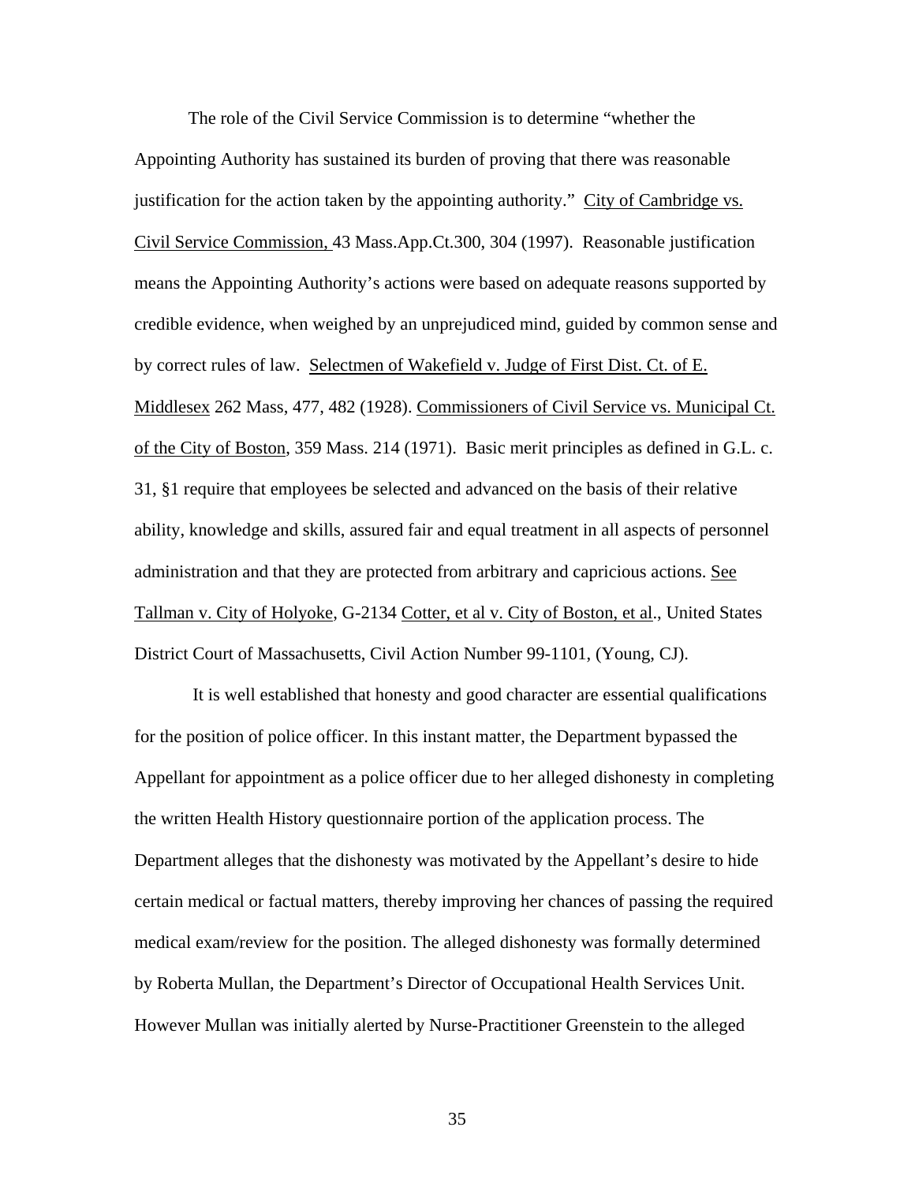The role of the Civil Service Commission is to determine "whether the Appointing Authority has sustained its burden of proving that there was reasonable justification for the action taken by the appointing authority." City of Cambridge vs. Civil Service Commission, 43 Mass.App.Ct.300, 304 (1997). Reasonable justification means the Appointing Authority's actions were based on adequate reasons supported by credible evidence, when weighed by an unprejudiced mind, guided by common sense and by correct rules of law. Selectmen of Wakefield v. Judge of First Dist. Ct. of E. Middlesex 262 Mass, 477, 482 (1928). Commissioners of Civil Service vs. Municipal Ct. of the City of Boston, 359 Mass. 214 (1971). Basic merit principles as defined in G.L. c. 31, §1 require that employees be selected and advanced on the basis of their relative ability, knowledge and skills, assured fair and equal treatment in all aspects of personnel administration and that they are protected from arbitrary and capricious actions. See Tallman v. City of Holyoke, G-2134 Cotter, et al v. City of Boston, et al., United States District Court of Massachusetts, Civil Action Number 99-1101, (Young, CJ).

It is well established that honesty and good character are essential qualifications for the position of police officer. In this instant matter, the Department bypassed the Appellant for appointment as a police officer due to her alleged dishonesty in completing the written Health History questionnaire portion of the application process. The Department alleges that the dishonesty was motivated by the Appellant's desire to hide certain medical or factual matters, thereby improving her chances of passing the required medical exam/review for the position. The alleged dishonesty was formally determined by Roberta Mullan, the Department's Director of Occupational Health Services Unit. However Mullan was initially alerted by Nurse-Practitioner Greenstein to the alleged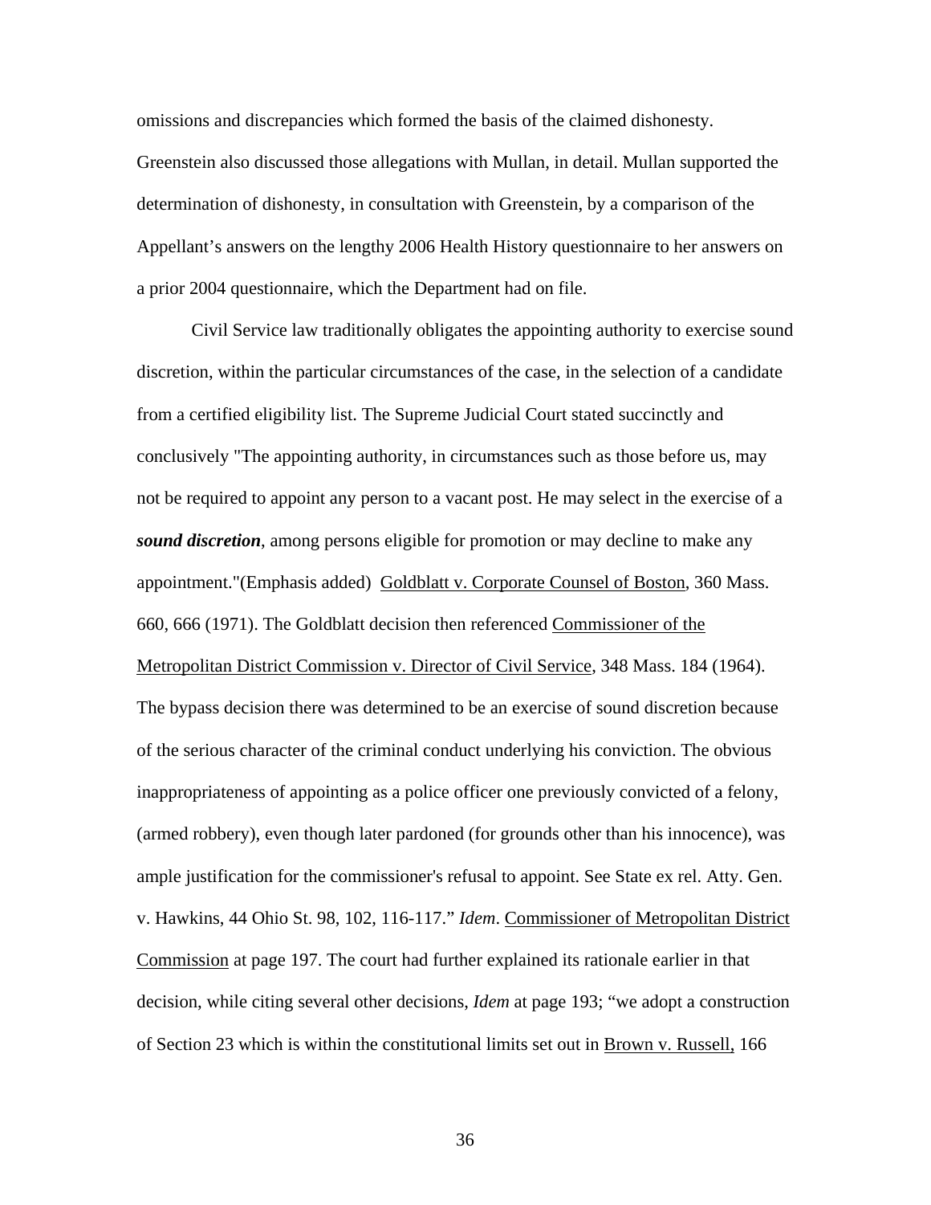omissions and discrepancies which formed the basis of the claimed dishonesty. Greenstein also discussed those allegations with Mullan, in detail. Mullan supported the determination of dishonesty, in consultation with Greenstein, by a comparison of the Appellant's answers on the lengthy 2006 Health History questionnaire to her answers on a prior 2004 questionnaire, which the Department had on file.

Civil Service law traditionally obligates the appointing authority to exercise sound discretion, within the particular circumstances of the case, in the selection of a candidate from a certified eligibility list. The Supreme Judicial Court stated succinctly and conclusively "The appointing authority, in circumstances such as those before us, may not be required to appoint any person to a vacant post. He may select in the exercise of a ***sound discretion***, among persons eligible for promotion or may decline to make any appointment."(Emphasis added) Goldblatt v. Corporate Counsel of Boston, 360 Mass. 660, 666 (1971). The Goldblatt decision then referenced Commissioner of the Metropolitan District Commission v. Director of Civil Service, 348 Mass. 184 (1964). The bypass decision there was determined to be an exercise of sound discretion because of the serious character of the criminal conduct underlying his conviction. The obvious inappropriateness of appointing as a police officer one previously convicted of a felony, (armed robbery), even though later pardoned (for grounds other than his innocence), was ample justification for the commissioner's refusal to appoint. See State ex rel. Atty. Gen. v. Hawkins, 44 Ohio St. 98, 102, 116-117." *Idem*. Commissioner of Metropolitan District Commission at page 197. The court had further explained its rationale earlier in that decision, while citing several other decisions, *Idem* at page 193; "we adopt a construction of Section 23 which is within the constitutional limits set out in Brown v. Russell, 166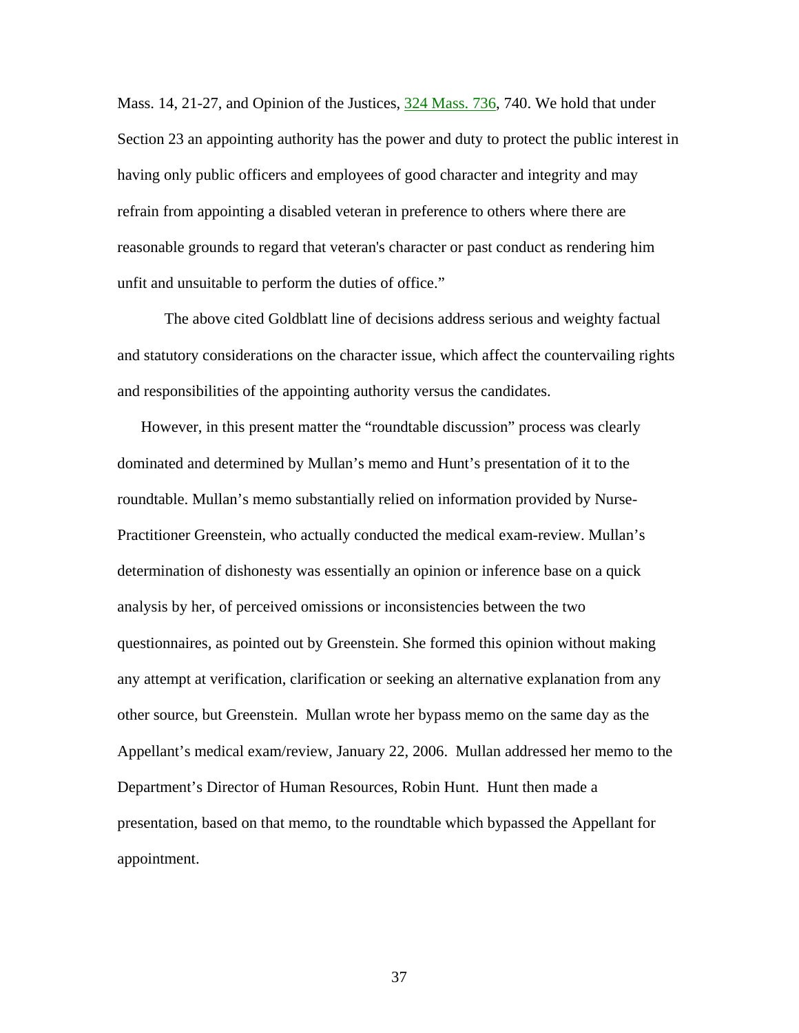Mass. 14, 21-27, and Opinion of the Justices, 324 Mass. 736, 740. We hold that under Section 23 an appointing authority has the power and duty to protect the public interest in having only public officers and employees of good character and integrity and may refrain from appointing a disabled veteran in preference to others where there are reasonable grounds to regard that veteran's character or past conduct as rendering him unfit and unsuitable to perform the duties of office."

The above cited Goldblatt line of decisions address serious and weighty factual and statutory considerations on the character issue, which affect the countervailing rights and responsibilities of the appointing authority versus the candidates.

However, in this present matter the "roundtable discussion" process was clearly dominated and determined by Mullan's memo and Hunt's presentation of it to the roundtable. Mullan's memo substantially relied on information provided by Nurse-Practitioner Greenstein, who actually conducted the medical exam-review. Mullan's determination of dishonesty was essentially an opinion or inference base on a quick analysis by her, of perceived omissions or inconsistencies between the two questionnaires, as pointed out by Greenstein. She formed this opinion without making any attempt at verification, clarification or seeking an alternative explanation from any other source, but Greenstein. Mullan wrote her bypass memo on the same day as the Appellant's medical exam/review, January 22, 2006. Mullan addressed her memo to the Department's Director of Human Resources, Robin Hunt. Hunt then made a presentation, based on that memo, to the roundtable which bypassed the Appellant for appointment.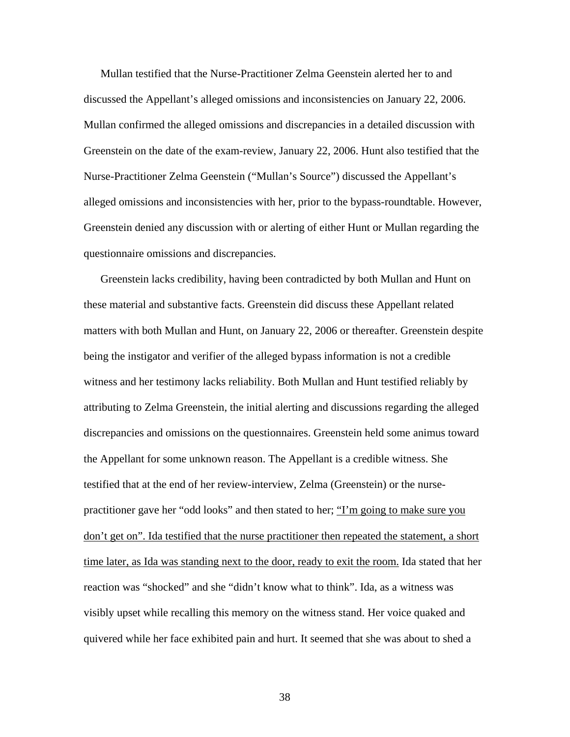Mullan testified that the Nurse-Practitioner Zelma Geenstein alerted her to and discussed the Appellant's alleged omissions and inconsistencies on January 22, 2006. Mullan confirmed the alleged omissions and discrepancies in a detailed discussion with Greenstein on the date of the exam-review, January 22, 2006. Hunt also testified that the Nurse-Practitioner Zelma Geenstein ("Mullan's Source") discussed the Appellant's alleged omissions and inconsistencies with her, prior to the bypass-roundtable. However, Greenstein denied any discussion with or alerting of either Hunt or Mullan regarding the questionnaire omissions and discrepancies.

Greenstein lacks credibility, having been contradicted by both Mullan and Hunt on these material and substantive facts. Greenstein did discuss these Appellant related matters with both Mullan and Hunt, on January 22, 2006 or thereafter. Greenstein despite being the instigator and verifier of the alleged bypass information is not a credible witness and her testimony lacks reliability. Both Mullan and Hunt testified reliably by attributing to Zelma Greenstein, the initial alerting and discussions regarding the alleged discrepancies and omissions on the questionnaires. Greenstein held some animus toward the Appellant for some unknown reason. The Appellant is a credible witness. She testified that at the end of her review-interview, Zelma (Greenstein) or the nurse-practitioner gave her "odd looks" and then stated to her; <u>"I'm going to make sure you don't get on". Ida testified that the nurse practitioner then repeated the statement, a short time later, as Ida was standing next to the door, ready to exit the room.</u> Ida stated that her reaction was "shocked" and she "didn't know what to think". Ida, as a witness was visibly upset while recalling this memory on the witness stand. Her voice quaked and quivered while her face exhibited pain and hurt. It seemed that she was about to shed a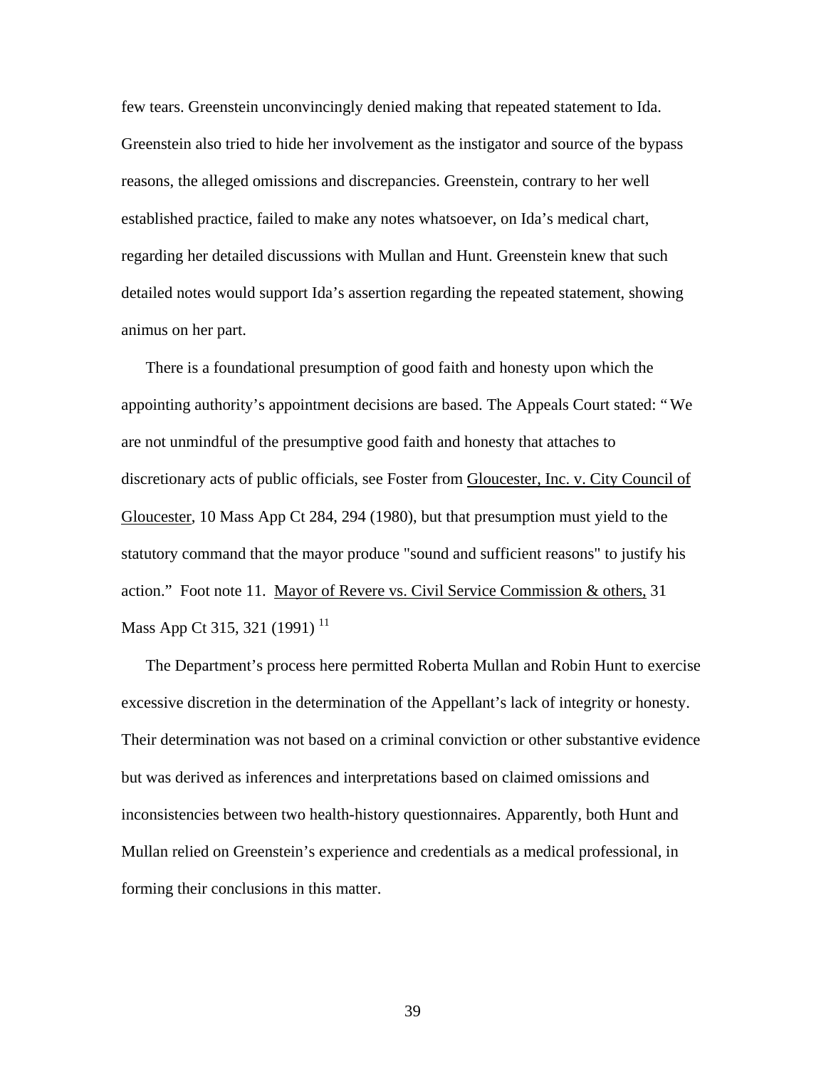few tears. Greenstein unconvincingly denied making that repeated statement to Ida. Greenstein also tried to hide her involvement as the instigator and source of the bypass reasons, the alleged omissions and discrepancies. Greenstein, contrary to her well established practice, failed to make any notes whatsoever, on Ida's medical chart, regarding her detailed discussions with Mullan and Hunt. Greenstein knew that such detailed notes would support Ida's assertion regarding the repeated statement, showing animus on her part.

There is a foundational presumption of good faith and honesty upon which the appointing authority's appointment decisions are based. The Appeals Court stated: "We are not unmindful of the presumptive good faith and honesty that attaches to discretionary acts of public officials, see Foster from Gloucester, Inc. v. City Council of Gloucester, 10 Mass App Ct 284, 294 (1980), but that presumption must yield to the statutory command that the mayor produce "sound and sufficient reasons" to justify his action." Foot note 11. Mayor of Revere vs. Civil Service Commission & others, 31 Mass App Ct 315, 321 (1991) [11]

The Department's process here permitted Roberta Mullan and Robin Hunt to exercise excessive discretion in the determination of the Appellant's lack of integrity or honesty. Their determination was not based on a criminal conviction or other substantive evidence but was derived as inferences and interpretations based on claimed omissions and inconsistencies between two health-history questionnaires. Apparently, both Hunt and Mullan relied on Greenstein's experience and credentials as a medical professional, in forming their conclusions in this matter.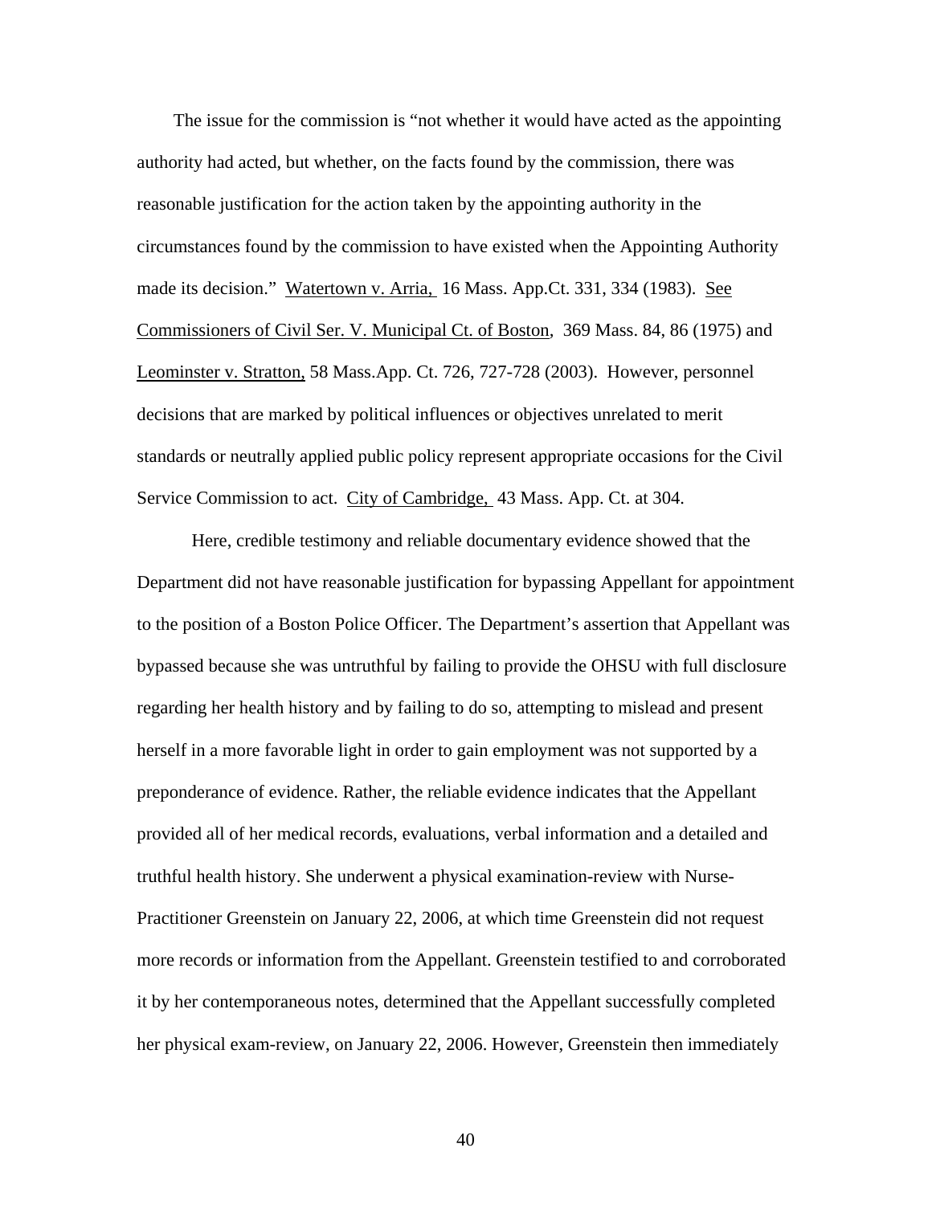The issue for the commission is "not whether it would have acted as the appointing authority had acted, but whether, on the facts found by the commission, there was reasonable justification for the action taken by the appointing authority in the circumstances found by the commission to have existed when the Appointing Authority made its decision." Watertown v. Arria, 16 Mass. App.Ct. 331, 334 (1983). See Commissioners of Civil Ser. V. Municipal Ct. of Boston, 369 Mass. 84, 86 (1975) and Leominster v. Stratton, 58 Mass.App. Ct. 726, 727-728 (2003). However, personnel decisions that are marked by political influences or objectives unrelated to merit standards or neutrally applied public policy represent appropriate occasions for the Civil Service Commission to act. City of Cambridge, 43 Mass. App. Ct. at 304.

Here, credible testimony and reliable documentary evidence showed that the Department did not have reasonable justification for bypassing Appellant for appointment to the position of a Boston Police Officer. The Department's assertion that Appellant was bypassed because she was untruthful by failing to provide the OHSU with full disclosure regarding her health history and by failing to do so, attempting to mislead and present herself in a more favorable light in order to gain employment was not supported by a preponderance of evidence. Rather, the reliable evidence indicates that the Appellant provided all of her medical records, evaluations, verbal information and a detailed and truthful health history. She underwent a physical examination-review with Nurse-Practitioner Greenstein on January 22, 2006, at which time Greenstein did not request more records or information from the Appellant. Greenstein testified to and corroborated it by her contemporaneous notes, determined that the Appellant successfully completed her physical exam-review, on January 22, 2006. However, Greenstein then immediately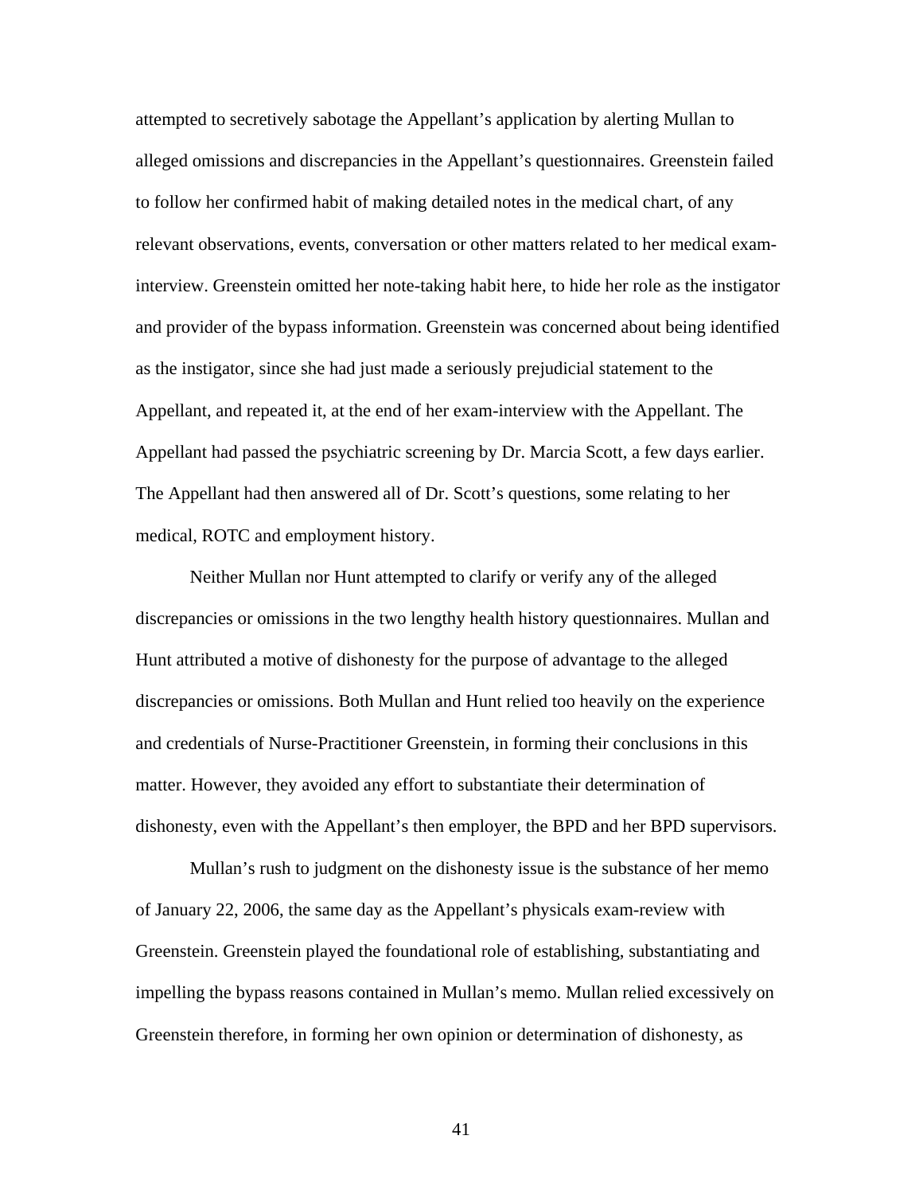attempted to secretively sabotage the Appellant's application by alerting Mullan to alleged omissions and discrepancies in the Appellant's questionnaires. Greenstein failed to follow her confirmed habit of making detailed notes in the medical chart, of any relevant observations, events, conversation or other matters related to her medical exam-interview. Greenstein omitted her note-taking habit here, to hide her role as the instigator and provider of the bypass information. Greenstein was concerned about being identified as the instigator, since she had just made a seriously prejudicial statement to the Appellant, and repeated it, at the end of her exam-interview with the Appellant. The Appellant had passed the psychiatric screening by Dr. Marcia Scott, a few days earlier. The Appellant had then answered all of Dr. Scott's questions, some relating to her medical, ROTC and employment history.

Neither Mullan nor Hunt attempted to clarify or verify any of the alleged discrepancies or omissions in the two lengthy health history questionnaires. Mullan and Hunt attributed a motive of dishonesty for the purpose of advantage to the alleged discrepancies or omissions. Both Mullan and Hunt relied too heavily on the experience and credentials of Nurse-Practitioner Greenstein, in forming their conclusions in this matter. However, they avoided any effort to substantiate their determination of dishonesty, even with the Appellant's then employer, the BPD and her BPD supervisors.

Mullan's rush to judgment on the dishonesty issue is the substance of her memo of January 22, 2006, the same day as the Appellant's physicals exam-review with Greenstein. Greenstein played the foundational role of establishing, substantiating and impelling the bypass reasons contained in Mullan's memo. Mullan relied excessively on Greenstein therefore, in forming her own opinion or determination of dishonesty, as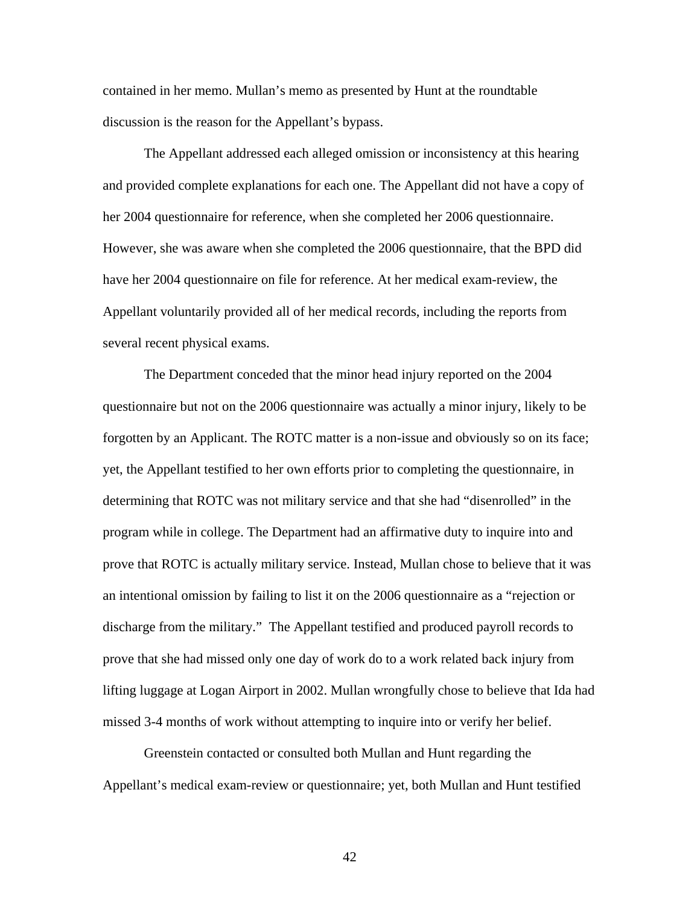contained in her memo. Mullan's memo as presented by Hunt at the roundtable discussion is the reason for the Appellant's bypass.

The Appellant addressed each alleged omission or inconsistency at this hearing and provided complete explanations for each one. The Appellant did not have a copy of her 2004 questionnaire for reference, when she completed her 2006 questionnaire. However, she was aware when she completed the 2006 questionnaire, that the BPD did have her 2004 questionnaire on file for reference. At her medical exam-review, the Appellant voluntarily provided all of her medical records, including the reports from several recent physical exams.

The Department conceded that the minor head injury reported on the 2004 questionnaire but not on the 2006 questionnaire was actually a minor injury, likely to be forgotten by an Applicant. The ROTC matter is a non-issue and obviously so on its face; yet, the Appellant testified to her own efforts prior to completing the questionnaire, in determining that ROTC was not military service and that she had "disenrolled" in the program while in college. The Department had an affirmative duty to inquire into and prove that ROTC is actually military service. Instead, Mullan chose to believe that it was an intentional omission by failing to list it on the 2006 questionnaire as a "rejection or discharge from the military." The Appellant testified and produced payroll records to prove that she had missed only one day of work do to a work related back injury from lifting luggage at Logan Airport in 2002. Mullan wrongfully chose to believe that Ida had missed 3-4 months of work without attempting to inquire into or verify her belief.

Greenstein contacted or consulted both Mullan and Hunt regarding the Appellant's medical exam-review or questionnaire; yet, both Mullan and Hunt testified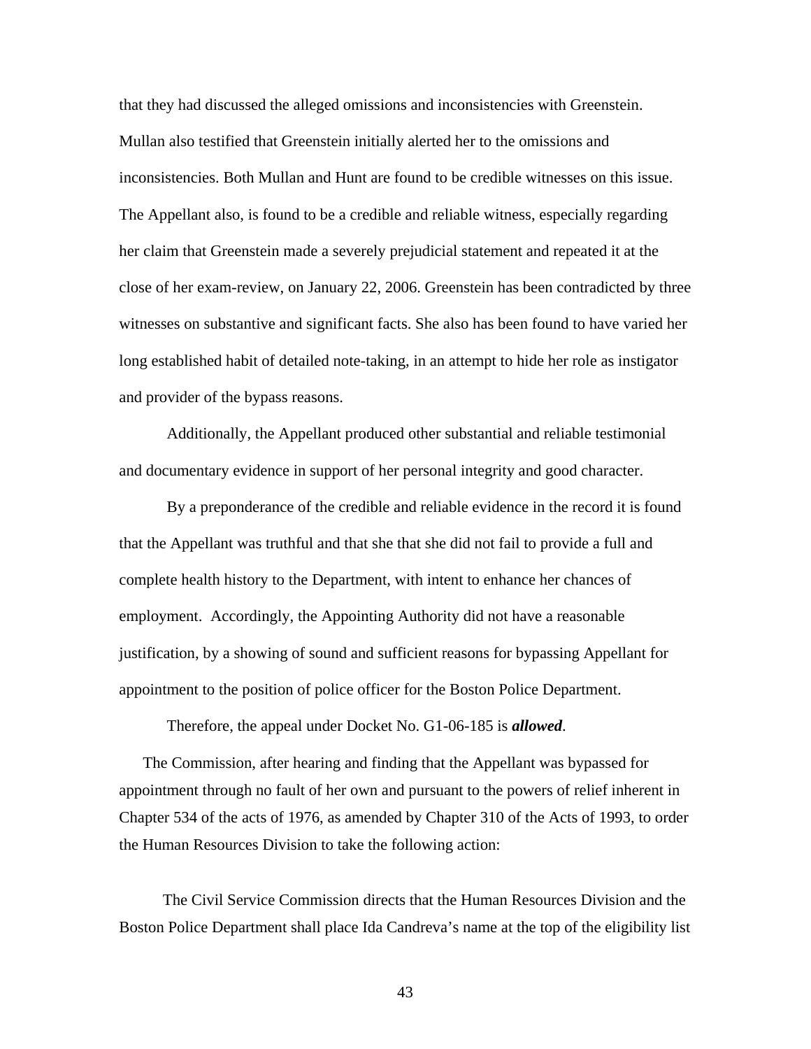that they had discussed the alleged omissions and inconsistencies with Greenstein. Mullan also testified that Greenstein initially alerted her to the omissions and inconsistencies. Both Mullan and Hunt are found to be credible witnesses on this issue. The Appellant also, is found to be a credible and reliable witness, especially regarding her claim that Greenstein made a severely prejudicial statement and repeated it at the close of her exam-review, on January 22, 2006. Greenstein has been contradicted by three witnesses on substantive and significant facts. She also has been found to have varied her long established habit of detailed note-taking, in an attempt to hide her role as instigator and provider of the bypass reasons.

Additionally, the Appellant produced other substantial and reliable testimonial and documentary evidence in support of her personal integrity and good character.

By a preponderance of the credible and reliable evidence in the record it is found that the Appellant was truthful and that she that she did not fail to provide a full and complete health history to the Department, with intent to enhance her chances of employment. Accordingly, the Appointing Authority did not have a reasonable justification, by a showing of sound and sufficient reasons for bypassing Appellant for appointment to the position of police officer for the Boston Police Department.

Therefore, the appeal under Docket No. G1-06-185 is ***allowed***.

The Commission, after hearing and finding that the Appellant was bypassed for appointment through no fault of her own and pursuant to the powers of relief inherent in Chapter 534 of the acts of 1976, as amended by Chapter 310 of the Acts of 1993, to order the Human Resources Division to take the following action:

The Civil Service Commission directs that the Human Resources Division and the Boston Police Department shall place Ida Candreva's name at the top of the eligibility list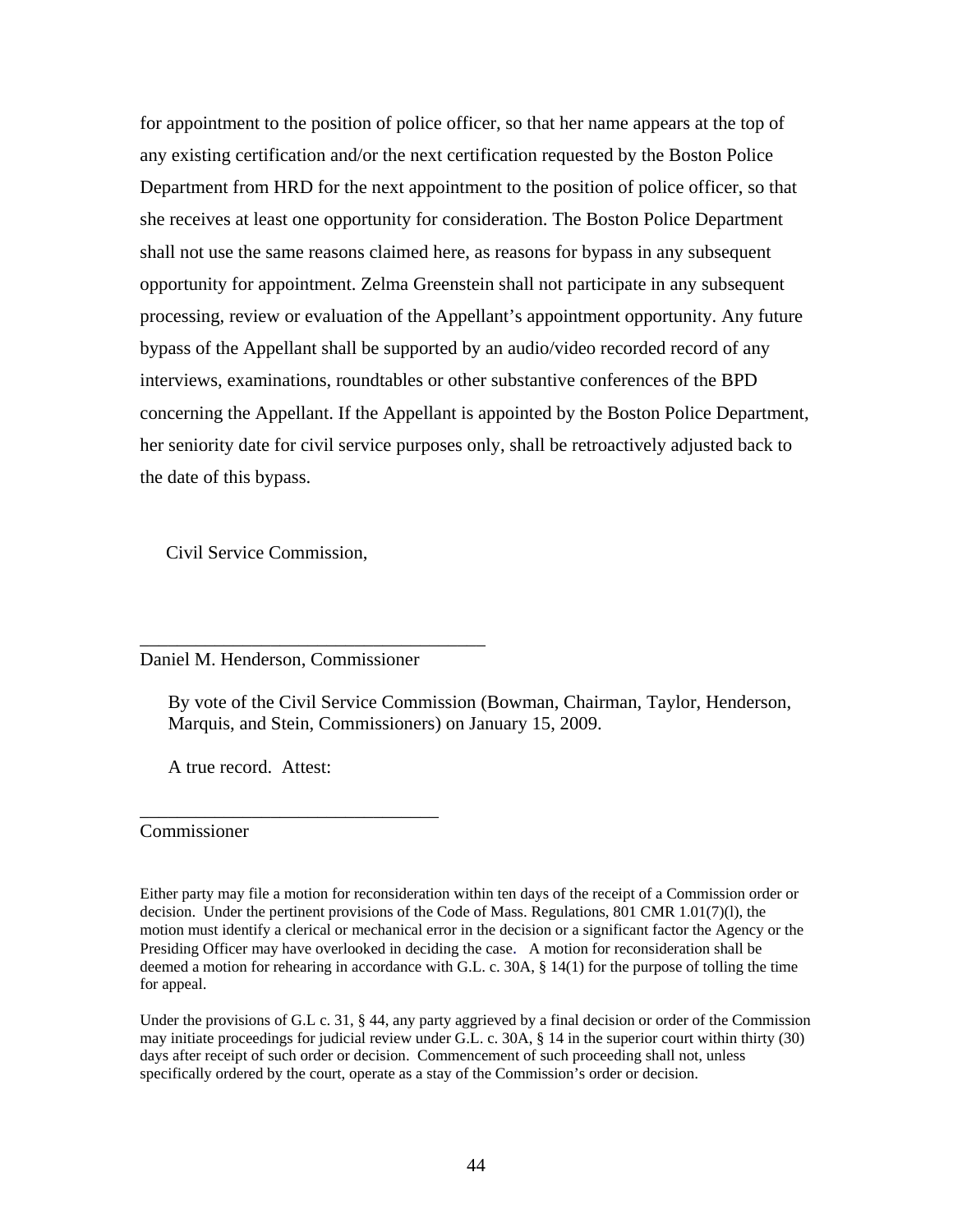for appointment to the position of police officer, so that her name appears at the top of any existing certification and/or the next certification requested by the Boston Police Department from HRD for the next appointment to the position of police officer, so that she receives at least one opportunity for consideration. The Boston Police Department shall not use the same reasons claimed here, as reasons for bypass in any subsequent opportunity for appointment. Zelma Greenstein shall not participate in any subsequent processing, review or evaluation of the Appellant's appointment opportunity. Any future bypass of the Appellant shall be supported by an audio/video recorded record of any interviews, examinations, roundtables or other substantive conferences of the BPD concerning the Appellant. If the Appellant is appointed by the Boston Police Department, her seniority date for civil service purposes only, shall be retroactively adjusted back to the date of this bypass.

Civil Service Commission,

\_\_\_\_\_\_\_\_\_\_\_\_\_\_\_\_\_\_\_\_\_\_\_\_\_\_\_\_\_\_\_\_\_\_\_\_\_\_

Daniel M. Henderson, Commissioner

By vote of the Civil Service Commission (Bowman, Chairman, Taylor, Henderson, Marquis, and Stein, Commissioners) on January 15, 2009.

A true record. Attest:

\_\_\_\_\_\_\_\_\_\_\_\_\_\_\_\_\_\_\_\_\_\_\_\_\_\_\_\_\_\_\_\_\_

Commissioner

Either party may file a motion for reconsideration within ten days of the receipt of a Commission order or decision. Under the pertinent provisions of the Code of Mass. Regulations, 801 CMR 1.01(7)(l), the motion must identify a clerical or mechanical error in the decision or a significant factor the Agency or the Presiding Officer may have overlooked in deciding the case. A motion for reconsideration shall be deemed a motion for rehearing in accordance with G.L. c. 30A, § 14(1) for the purpose of tolling the time for appeal.

Under the provisions of G.L c. 31, § 44, any party aggrieved by a final decision or order of the Commission may initiate proceedings for judicial review under G.L. c. 30A, § 14 in the superior court within thirty (30) days after receipt of such order or decision. Commencement of such proceeding shall not, unless specifically ordered by the court, operate as a stay of the Commission's order or decision.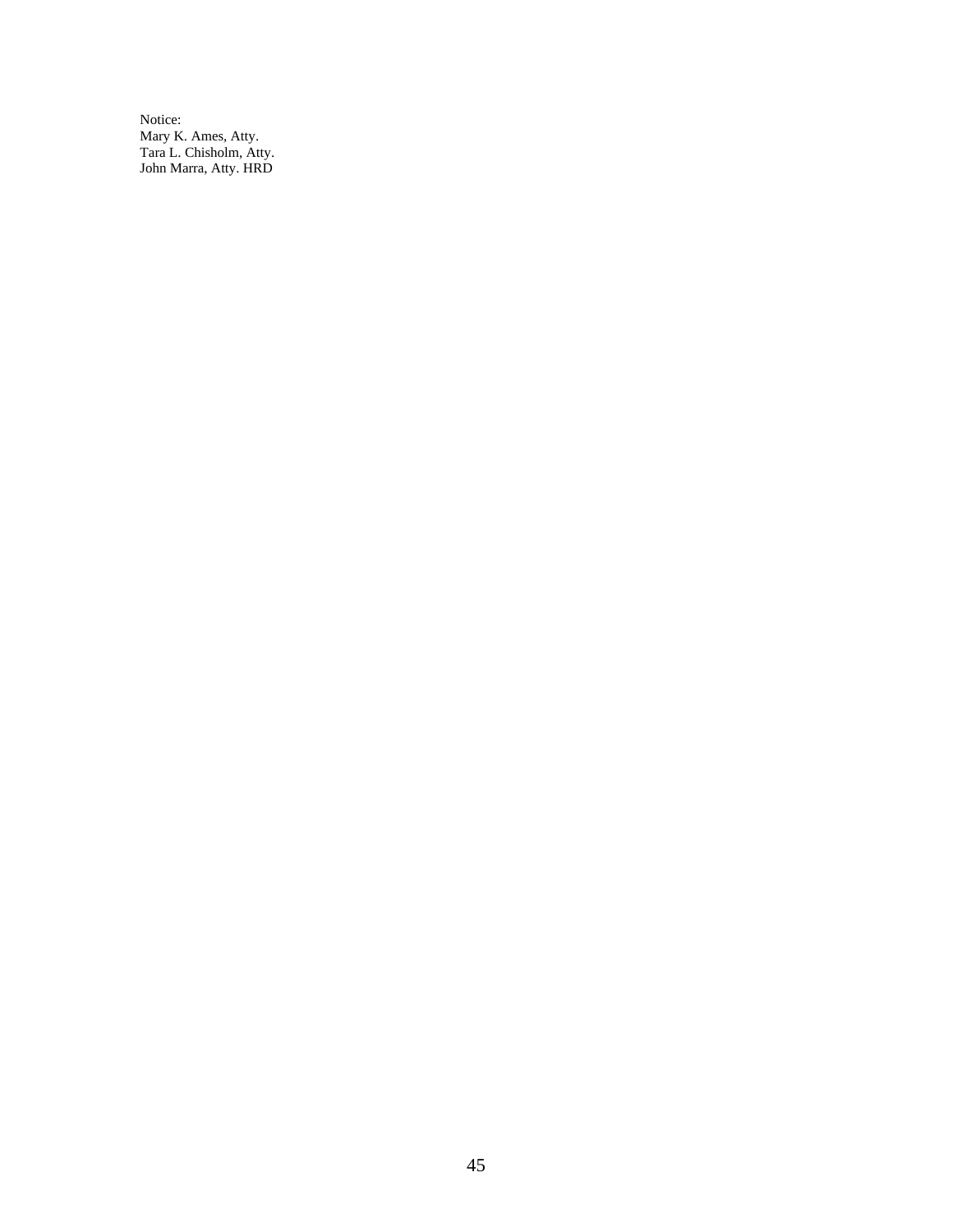Notice:
Mary K. Ames, Atty.
Tara L. Chisholm, Atty.
John Marra, Atty. HRD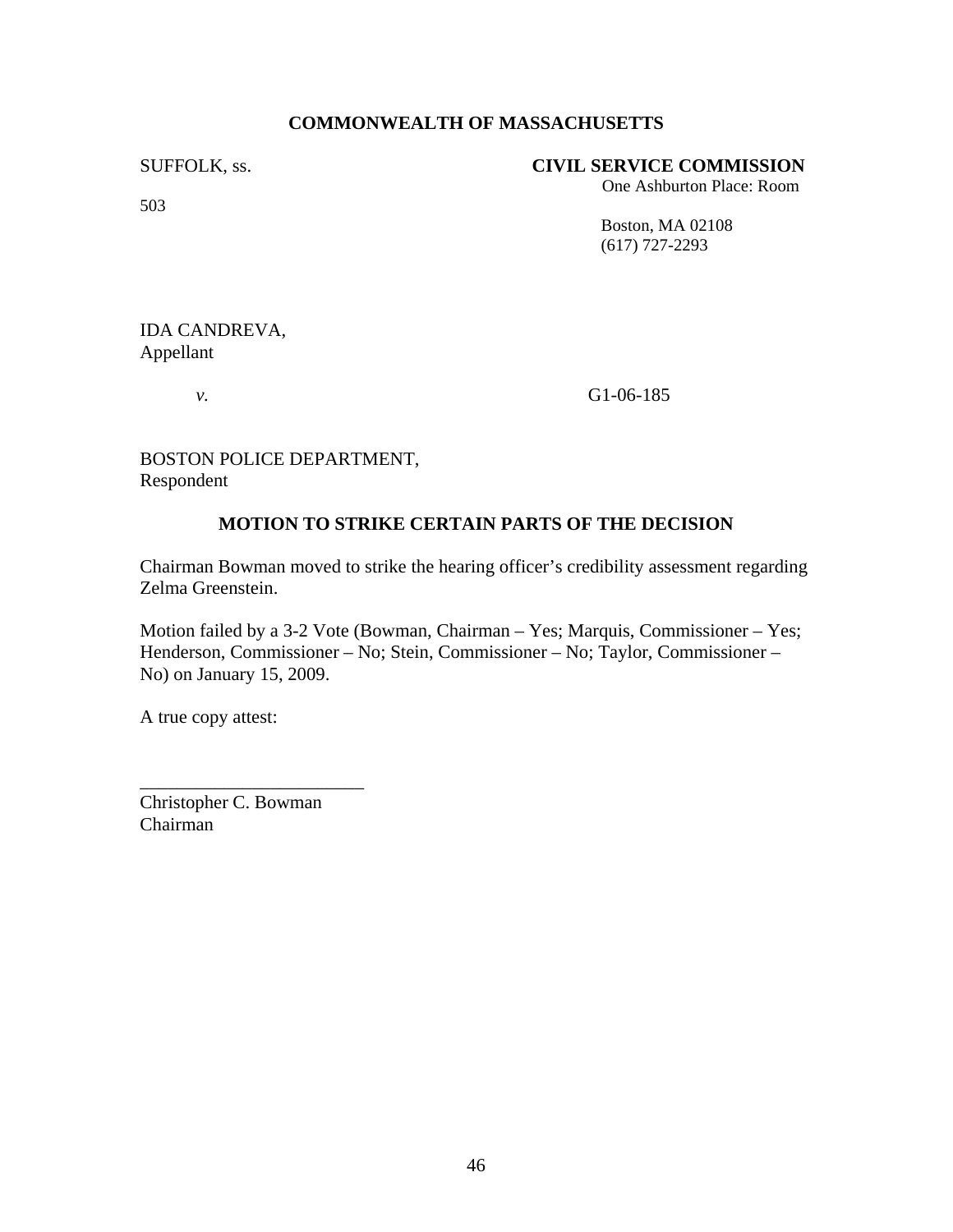**COMMONWEALTH OF MASSACHUSETTS**

SUFFOLK, ss.

**CIVIL SERVICE COMMISSION**
One Ashburton Place: Room 503
Boston, MA 02108
(617) 727-2293

IDA CANDREVA,
Appellant

*v.*

G1-06-185

BOSTON POLICE DEPARTMENT,
Respondent

**MOTION TO STRIKE CERTAIN PARTS OF THE DECISION**

Chairman Bowman moved to strike the hearing officer's credibility assessment regarding Zelma Greenstein.

Motion failed by a 3-2 Vote (Bowman, Chairman – Yes; Marquis, Commissioner – Yes; Henderson, Commissioner – No; Stein, Commissioner – No; Taylor, Commissioner – No) on January 15, 2009.

A true copy attest:

________________________
Christopher C. Bowman
Chairman